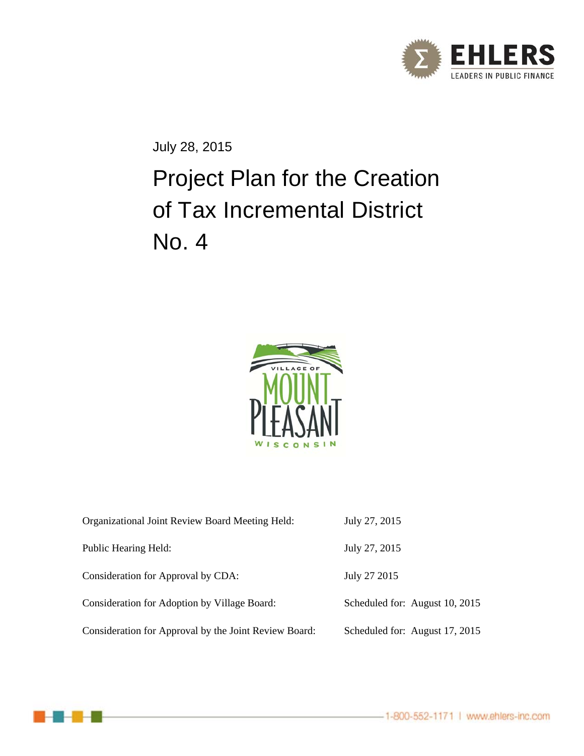July 28, 2015

# Project Plan for the Creation of Tax Incremental District No. 4

| | |
|---|---|
| Organizational Joint Review Board Meeting Held: | July 27, 2015 |
| Public Hearing Held: | July 27, 2015 |
| Consideration for Approval by CDA: | July 27 2015 |
| Consideration for Adoption by Village Board: | Scheduled for: August 10, 2015 |
| Consideration for Approval by the Joint Review Board: | Scheduled for: August 17, 2015 |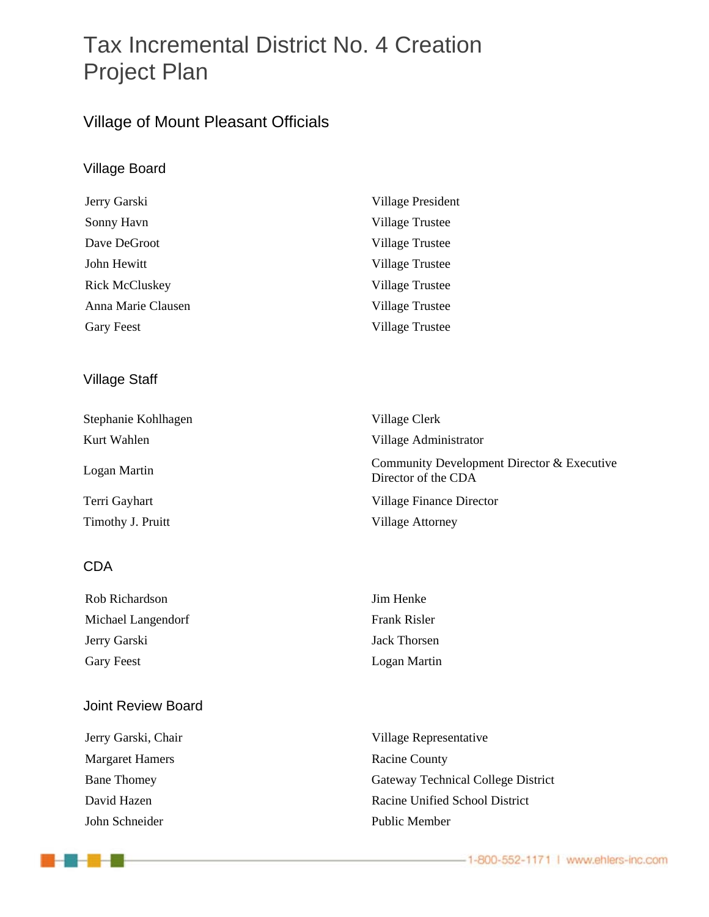# Tax Incremental District No. 4 Creation Project Plan

## Village of Mount Pleasant Officials

### Village Board

| | |
|---|---|
| Jerry Garski | Village President |
| Sonny Havn | Village Trustee |
| Dave DeGroot | Village Trustee |
| John Hewitt | Village Trustee |
| Rick McCluskey | Village Trustee |
| Anna Marie Clausen | Village Trustee |
| Gary Feest | Village Trustee |

### Village Staff

| | |
|---|---|
| Stephanie Kohlhagen | Village Clerk |
| Kurt Wahlen | Village Administrator |
| Logan Martin | Community Development Director & Executive Director of the CDA |
| Terri Gayhart | Village Finance Director |
| Timothy J. Pruitt | Village Attorney |

### CDA

| | |
|---|---|
| Rob Richardson | Jim Henke |
| Michael Langendorf | Frank Risler |
| Jerry Garski | Jack Thorsen |
| Gary Feest | Logan Martin |

### Joint Review Board

| | |
|---|---|
| Jerry Garski, Chair | Village Representative |
| Margaret Hamers | Racine County |
| Bane Thomey | Gateway Technical College District |
| David Hazen | Racine Unified School District |
| John Schneider | Public Member |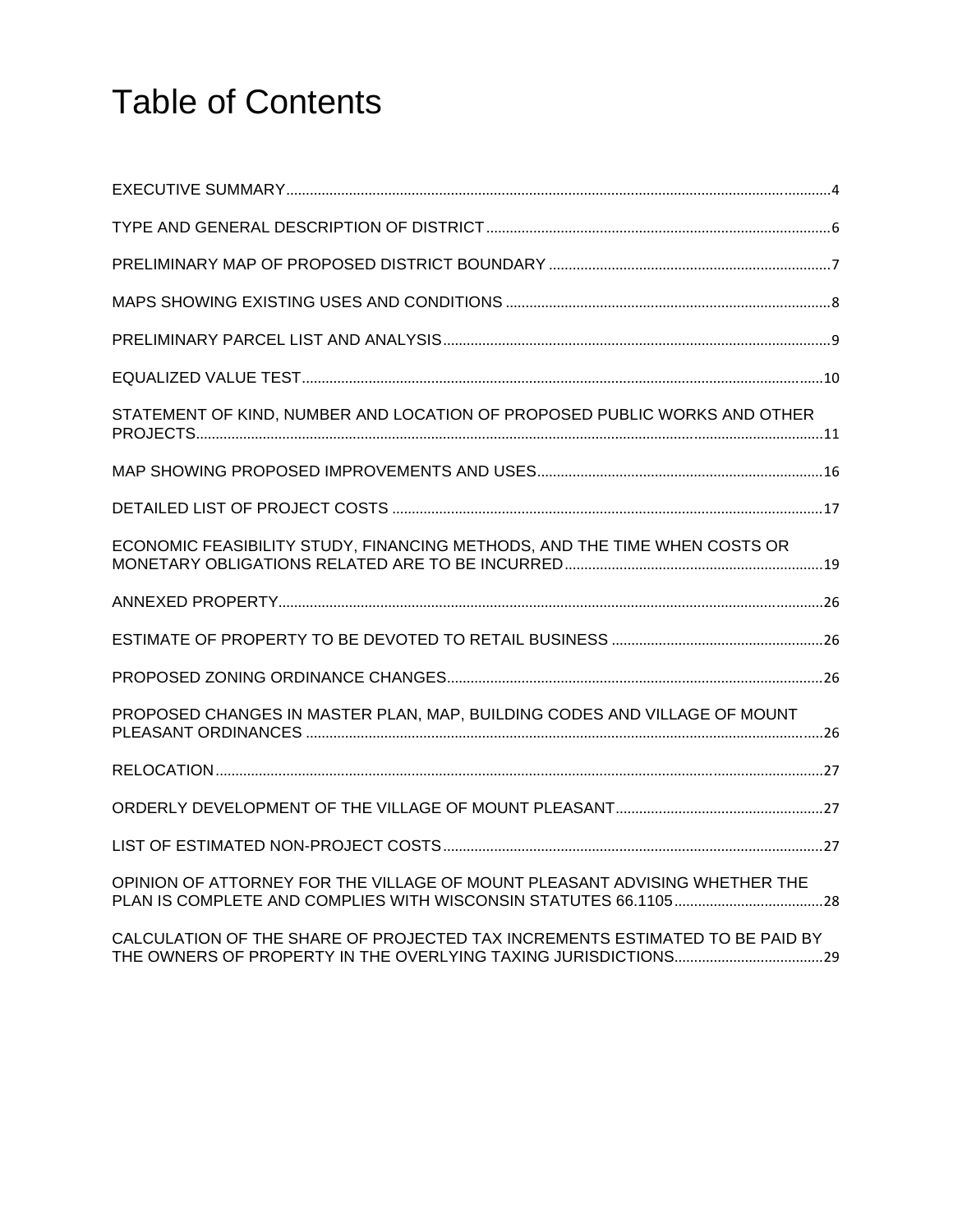# Table of Contents

EXECUTIVE SUMMARY .......... 4

TYPE AND GENERAL DESCRIPTION OF DISTRICT .......... 6

PRELIMINARY MAP OF PROPOSED DISTRICT BOUNDARY .......... 7

MAPS SHOWING EXISTING USES AND CONDITIONS .......... 8

PRELIMINARY PARCEL LIST AND ANALYSIS .......... 9

EQUALIZED VALUE TEST .......... 10

STATEMENT OF KIND, NUMBER AND LOCATION OF PROPOSED PUBLIC WORKS AND OTHER PROJECTS .......... 11

MAP SHOWING PROPOSED IMPROVEMENTS AND USES .......... 16

DETAILED LIST OF PROJECT COSTS .......... 17

ECONOMIC FEASIBILITY STUDY, FINANCING METHODS, AND THE TIME WHEN COSTS OR MONETARY OBLIGATIONS RELATED ARE TO BE INCURRED .......... 19

ANNEXED PROPERTY .......... 26

ESTIMATE OF PROPERTY TO BE DEVOTED TO RETAIL BUSINESS .......... 26

PROPOSED ZONING ORDINANCE CHANGES .......... 26

PROPOSED CHANGES IN MASTER PLAN, MAP, BUILDING CODES AND VILLAGE OF MOUNT PLEASANT ORDINANCES .......... 26

RELOCATION .......... 27

ORDERLY DEVELOPMENT OF THE VILLAGE OF MOUNT PLEASANT .......... 27

LIST OF ESTIMATED NON-PROJECT COSTS .......... 27

OPINION OF ATTORNEY FOR THE VILLAGE OF MOUNT PLEASANT ADVISING WHETHER THE PLAN IS COMPLETE AND COMPLIES WITH WISCONSIN STATUTES 66.1105 .......... 28

CALCULATION OF THE SHARE OF PROJECTED TAX INCREMENTS ESTIMATED TO BE PAID BY THE OWNERS OF PROPERTY IN THE OVERLYING TAXING JURISDICTIONS .......... 29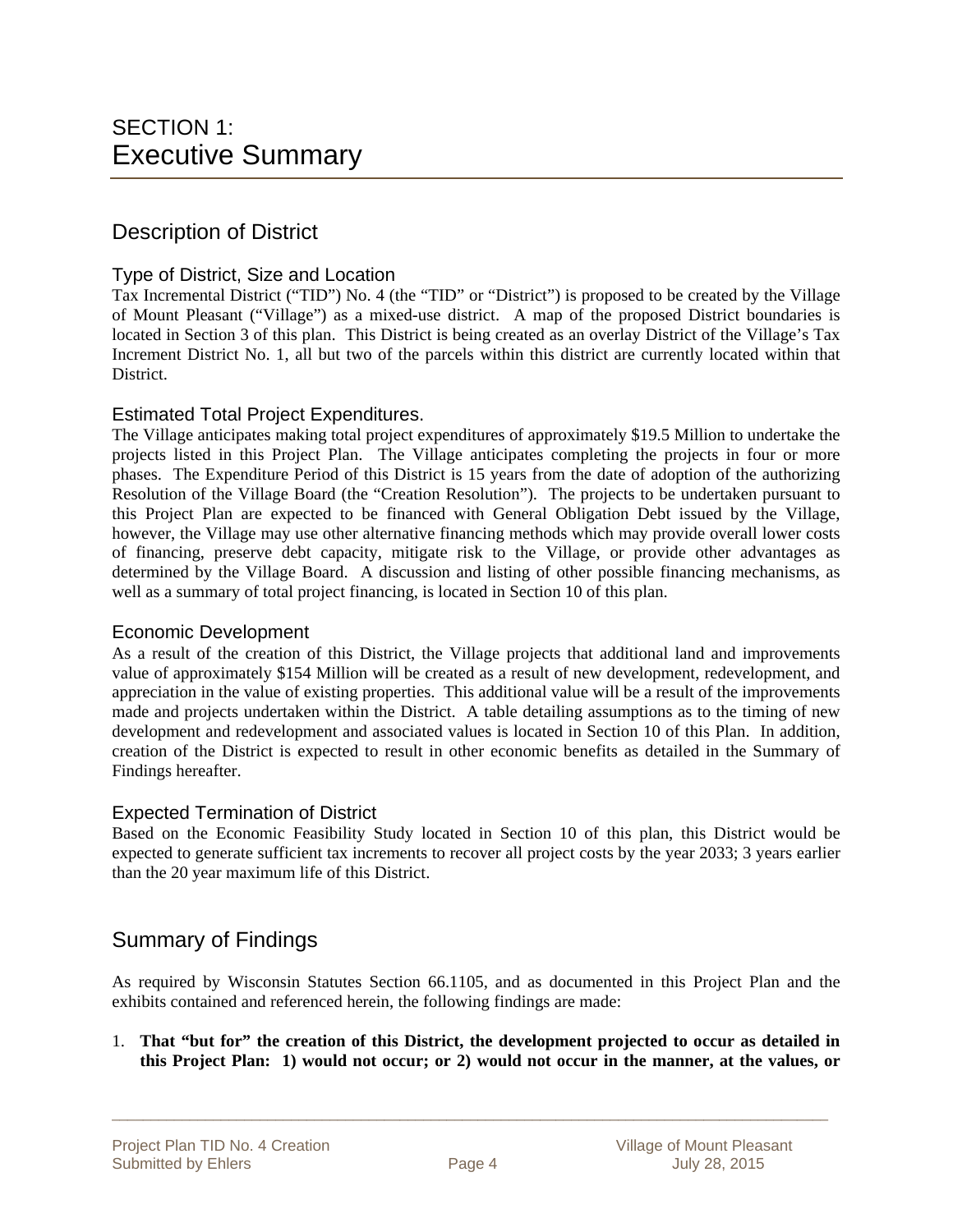# SECTION 1: Executive Summary

## Description of District

### Type of District, Size and Location

Tax Incremental District ("TID") No. 4 (the "TID" or "District") is proposed to be created by the Village of Mount Pleasant ("Village") as a mixed-use district. A map of the proposed District boundaries is located in Section 3 of this plan. This District is being created as an overlay District of the Village's Tax Increment District No. 1, all but two of the parcels within this district are currently located within that District.

### Estimated Total Project Expenditures.

The Village anticipates making total project expenditures of approximately $19.5 Million to undertake the projects listed in this Project Plan. The Village anticipates completing the projects in four or more phases. The Expenditure Period of this District is 15 years from the date of adoption of the authorizing Resolution of the Village Board (the "Creation Resolution"). The projects to be undertaken pursuant to this Project Plan are expected to be financed with General Obligation Debt issued by the Village, however, the Village may use other alternative financing methods which may provide overall lower costs of financing, preserve debt capacity, mitigate risk to the Village, or provide other advantages as determined by the Village Board. A discussion and listing of other possible financing mechanisms, as well as a summary of total project financing, is located in Section 10 of this plan.

### Economic Development

As a result of the creation of this District, the Village projects that additional land and improvements value of approximately $154 Million will be created as a result of new development, redevelopment, and appreciation in the value of existing properties. This additional value will be a result of the improvements made and projects undertaken within the District. A table detailing assumptions as to the timing of new development and redevelopment and associated values is located in Section 10 of this Plan. In addition, creation of the District is expected to result in other economic benefits as detailed in the Summary of Findings hereafter.

### Expected Termination of District

Based on the Economic Feasibility Study located in Section 10 of this plan, this District would be expected to generate sufficient tax increments to recover all project costs by the year 2033; 3 years earlier than the 20 year maximum life of this District.

## Summary of Findings

As required by Wisconsin Statutes Section 66.1105, and as documented in this Project Plan and the exhibits contained and referenced herein, the following findings are made:

1. **That "but for" the creation of this District, the development projected to occur as detailed in this Project Plan: 1) would not occur; or 2) would not occur in the manner, at the values, or**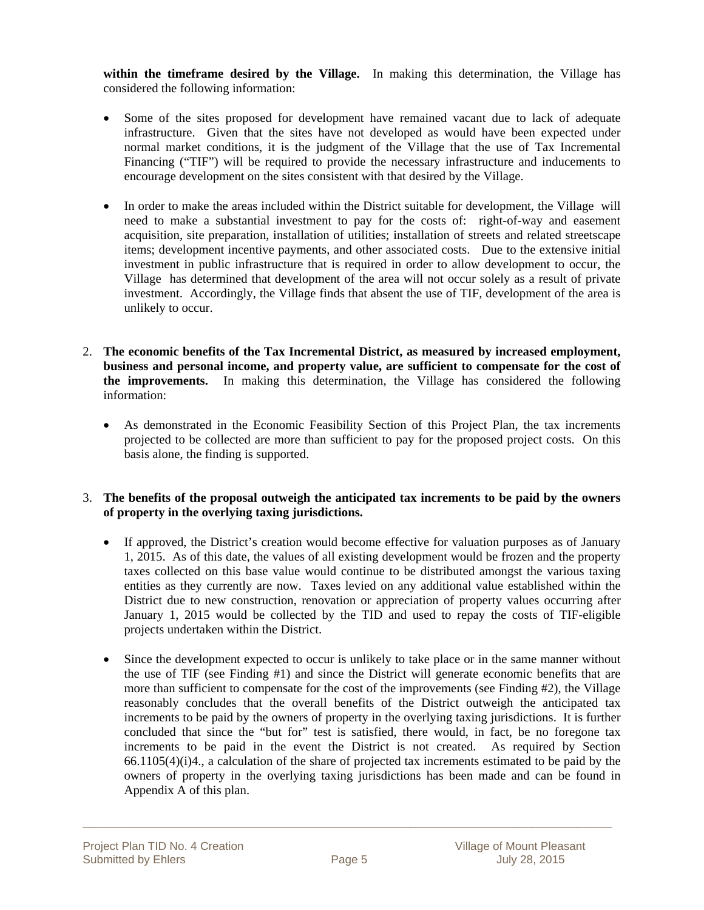**within the timeframe desired by the Village.** In making this determination, the Village has considered the following information:

- Some of the sites proposed for development have remained vacant due to lack of adequate infrastructure. Given that the sites have not developed as would have been expected under normal market conditions, it is the judgment of the Village that the use of Tax Incremental Financing ("TIF") will be required to provide the necessary infrastructure and inducements to encourage development on the sites consistent with that desired by the Village.

- In order to make the areas included within the District suitable for development, the Village will need to make a substantial investment to pay for the costs of: right-of-way and easement acquisition, site preparation, installation of utilities; installation of streets and related streetscape items; development incentive payments, and other associated costs. Due to the extensive initial investment in public infrastructure that is required in order to allow development to occur, the Village has determined that development of the area will not occur solely as a result of private investment. Accordingly, the Village finds that absent the use of TIF, development of the area is unlikely to occur.

2. **The economic benefits of the Tax Incremental District, as measured by increased employment, business and personal income, and property value, are sufficient to compensate for the cost of the improvements.** In making this determination, the Village has considered the following information:

   - As demonstrated in the Economic Feasibility Section of this Project Plan, the tax increments projected to be collected are more than sufficient to pay for the proposed project costs. On this basis alone, the finding is supported.

3. **The benefits of the proposal outweigh the anticipated tax increments to be paid by the owners of property in the overlying taxing jurisdictions.**

   - If approved, the District's creation would become effective for valuation purposes as of January 1, 2015. As of this date, the values of all existing development would be frozen and the property taxes collected on this base value would continue to be distributed amongst the various taxing entities as they currently are now. Taxes levied on any additional value established within the District due to new construction, renovation or appreciation of property values occurring after January 1, 2015 would be collected by the TID and used to repay the costs of TIF-eligible projects undertaken within the District.

   - Since the development expected to occur is unlikely to take place or in the same manner without the use of TIF (see Finding #1) and since the District will generate economic benefits that are more than sufficient to compensate for the cost of the improvements (see Finding #2), the Village reasonably concludes that the overall benefits of the District outweigh the anticipated tax increments to be paid by the owners of property in the overlying taxing jurisdictions. It is further concluded that since the "but for" test is satisfied, there would, in fact, be no foregone tax increments to be paid in the event the District is not created. As required by Section 66.1105(4)(i)4., a calculation of the share of projected tax increments estimated to be paid by the owners of property in the overlying taxing jurisdictions has been made and can be found in Appendix A of this plan.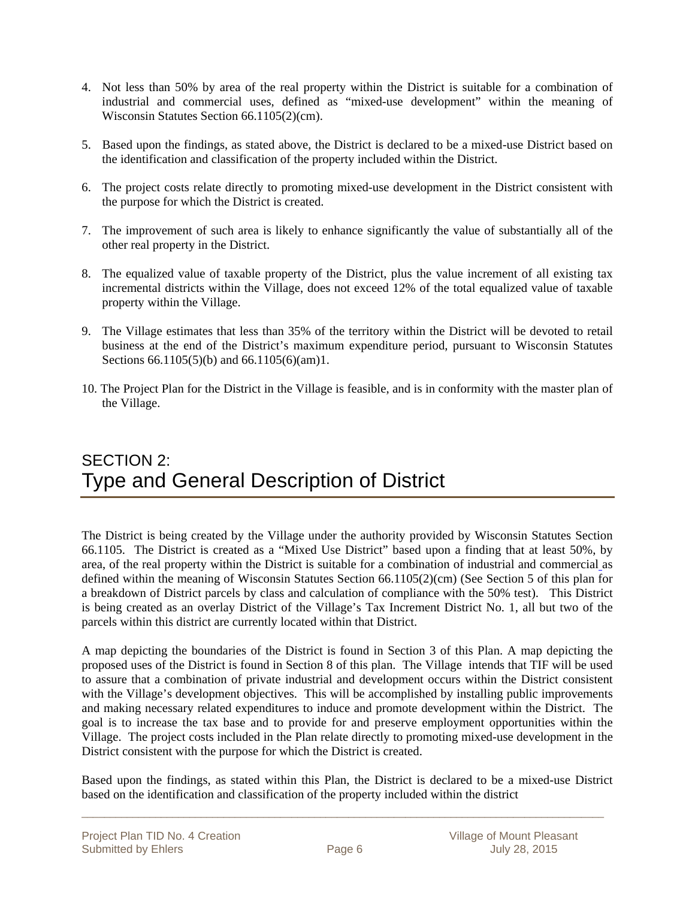4. Not less than 50% by area of the real property within the District is suitable for a combination of industrial and commercial uses, defined as "mixed-use development" within the meaning of Wisconsin Statutes Section 66.1105(2)(cm).

5. Based upon the findings, as stated above, the District is declared to be a mixed-use District based on the identification and classification of the property included within the District.

6. The project costs relate directly to promoting mixed-use development in the District consistent with the purpose for which the District is created.

7. The improvement of such area is likely to enhance significantly the value of substantially all of the other real property in the District.

8. The equalized value of taxable property of the District, plus the value increment of all existing tax incremental districts within the Village, does not exceed 12% of the total equalized value of taxable property within the Village.

9. The Village estimates that less than 35% of the territory within the District will be devoted to retail business at the end of the District's maximum expenditure period, pursuant to Wisconsin Statutes Sections 66.1105(5)(b) and 66.1105(6)(am)1.

10. The Project Plan for the District in the Village is feasible, and is in conformity with the master plan of the Village.

# SECTION 2:
# Type and General Description of District

The District is being created by the Village under the authority provided by Wisconsin Statutes Section 66.1105. The District is created as a "Mixed Use District" based upon a finding that at least 50%, by area, of the real property within the District is suitable for a combination of industrial and commercial as defined within the meaning of Wisconsin Statutes Section 66.1105(2)(cm) (See Section 5 of this plan for a breakdown of District parcels by class and calculation of compliance with the 50% test). This District is being created as an overlay District of the Village's Tax Increment District No. 1, all but two of the parcels within this district are currently located within that District.

A map depicting the boundaries of the District is found in Section 3 of this Plan. A map depicting the proposed uses of the District is found in Section 8 of this plan. The Village intends that TIF will be used to assure that a combination of private industrial and development occurs within the District consistent with the Village's development objectives. This will be accomplished by installing public improvements and making necessary related expenditures to induce and promote development within the District. The goal is to increase the tax base and to provide for and preserve employment opportunities within the Village. The project costs included in the Plan relate directly to promoting mixed-use development in the District consistent with the purpose for which the District is created.

Based upon the findings, as stated within this Plan, the District is declared to be a mixed-use District based on the identification and classification of the property included within the district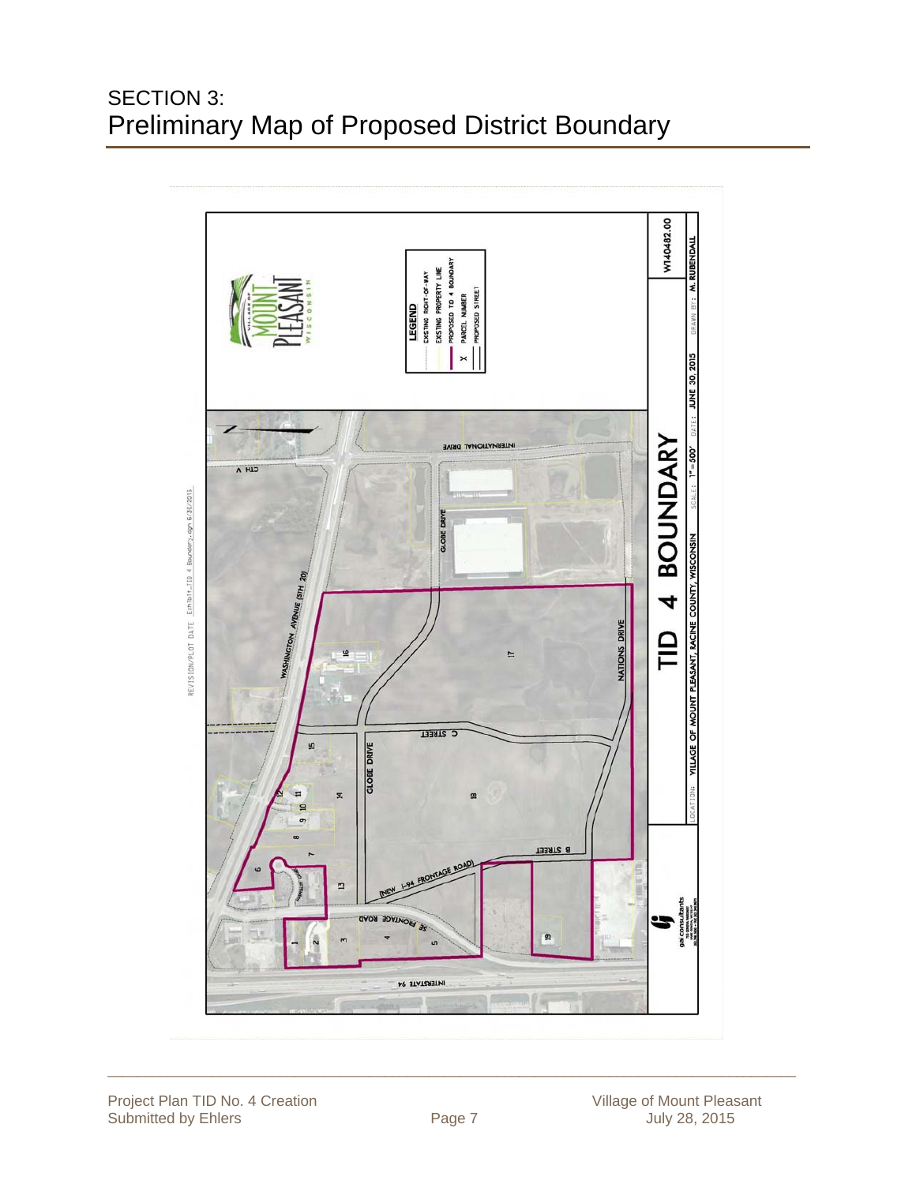# SECTION 3:
# Preliminary Map of Proposed District Boundary

LEGEND
- EXISTING RIGHT-OF-WAY
- EXISTING PROPERTY LINE
- PROPOSED TID 4 BOUNDARY
- X PARCEL NUMBER
- PROPOSED STREET

TID 4 BOUNDARY

LOCATION: VILLAGE OF MOUNT PLEASANT, RACINE COUNTY, WISCONSIN

SCALE: 1" = 500' DATE: JUNE 30, 2015 DRAWN BY: M. RUBENDALL

W140482.00

REVISION/PLOT DATE Exhibit_TID 4 Boundary.dgn 6/30/2015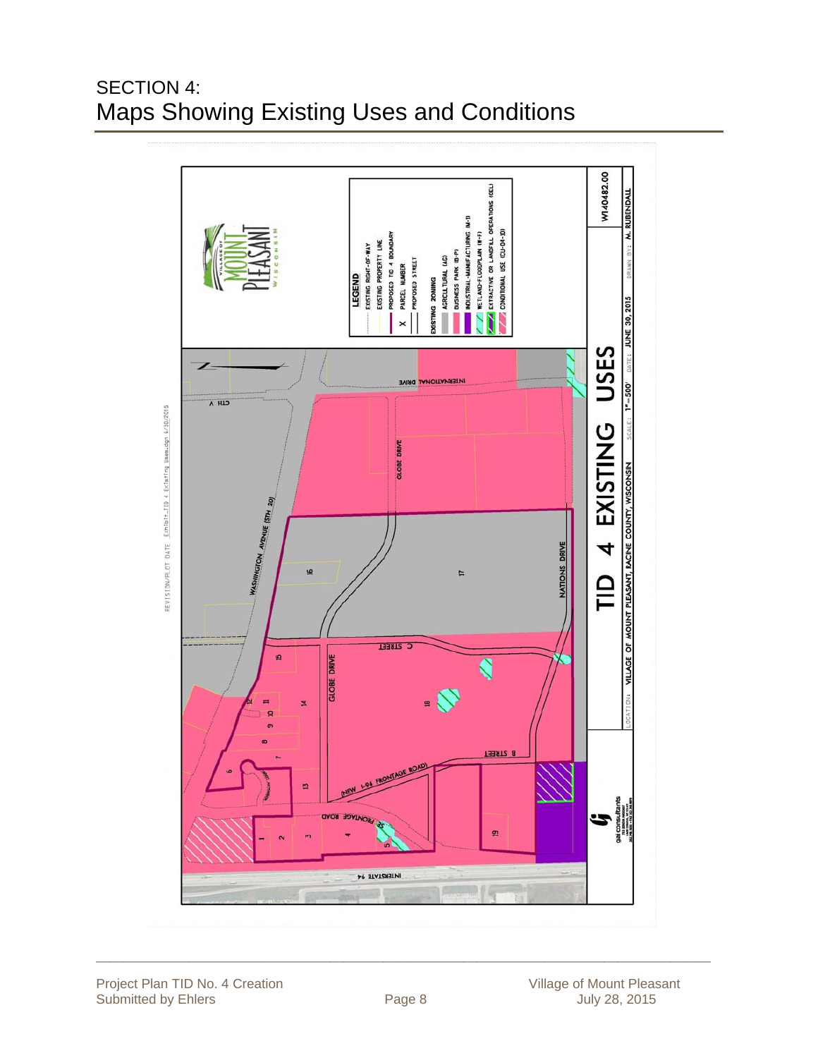# SECTION 4:
## Maps Showing Existing Uses and Conditions

**TID 4 EXISTING USES**

LOCATION: VILLAGE OF MOUNT PLEASANT, RACINE COUNTY, WISCONSIN

SCALE: 1"=500' DATE: JUNE 30, 2015 DRAWN BY: M. RUBENDALL

W140482.00

**LEGEND**

- EXISTING RIGHT-OF-WAY
- EXISTING PROPERTY LINE
- PROPOSED TID 4 BOUNDARY
- X PARCEL NUMBER
- PROPOSED STREET

EXISTING ZONING

- AGRICULTURAL (AG)
- BUSINESS PARK (B-P)
- INDUSTRIAL-MANUFACTURING (M-1)
- WETLAND-FLOODPLAIN (W-F)
- EXTRACTIVE OR LANDFILL OPERATIONS (CEL)
- CONDITIONAL USE (CU-04-10)

REVISION/PLOT DATE Exhibit-TID 4 Existing Uses.dgn 6/30/2015

gai consultants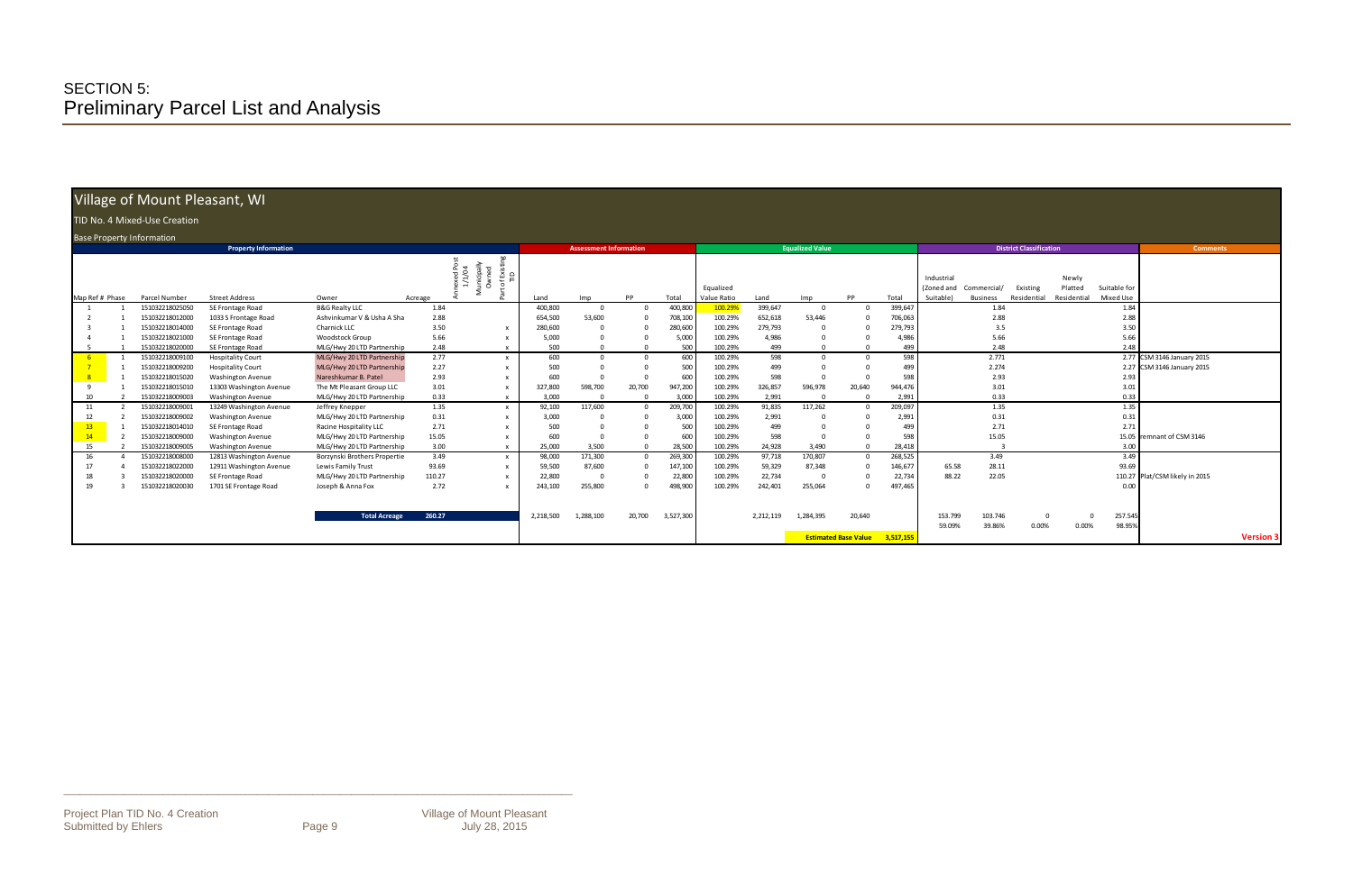# SECTION 5:
## Preliminary Parcel List and Analysis

## Village of Mount Pleasant, WI

TID No. 4 Mixed-Use Creation

Base Property Information

| Property Information | | | | | | | | | Assessment Information | | | | Equalized Value | | | | | District Classification | | | | | Comments |
|---|---|---|---|---|---|---|---|---|---|---|---|---|---|---|---|---|---|---|---|---|---|---|---|
| Map Ref # | Phase | Parcel Number | Street Address | Owner | Acreage | Annexed Post 1/1/04 | Municipally Owned | Part of Existing TID | Land | Imp | PP | Total | Equalized Value Ratio | Land | Imp | PP | Total | Industrial (Zoned and Suitable) | Commercial/ Business | Existing Residential | Newly Platted Residential | Suitable for Mixed Use | |
| 1 | 1 | 151032218025050 | SE Frontage Road | B&G Realty LLC | 1.84 | | | | 400,800 | 0 | 0 | 400,800 | 100.29% | 399,647 | 0 | 0 | 399,647 | | 1.84 | | | 1.84 | |
| 2 | 1 | 151032218012000 | 1033 S Frontage Road | Ashvinkumar V & Usha A Sha | 2.88 | | | | 654,500 | 53,600 | 0 | 708,100 | 100.29% | 652,618 | 53,446 | 0 | 706,063 | | 2.88 | | | 2.88 | |
| 3 | 1 | 151032218014000 | SE Frontage Road | Charnick LLC | 3.50 | | | x | 280,600 | 0 | 0 | 280,600 | 100.29% | 279,793 | 0 | 0 | 279,793 | | 3.5 | | | 3.50 | |
| 4 | 1 | 151032218021000 | SE Frontage Road | Woodstock Group | 5.66 | | | x | 5,000 | 0 | 0 | 5,000 | 100.29% | 4,986 | 0 | 0 | 4,986 | | 5.66 | | | 5.66 | |
| 5 | 1 | 151032218020000 | SE Frontage Road | MLG/Hwy 20 LTD Partnership | 2.48 | | | x | 500 | 0 | 0 | 500 | 100.29% | 499 | 0 | 0 | 499 | | 2.48 | | | 2.48 | |
| 6 | 1 | 151032218009100 | Hospitality Court | MLG/Hwy 20 LTD Partnership | 2.77 | | | x | 600 | 0 | 0 | 600 | 100.29% | 598 | 0 | 0 | 598 | | 2.771 | | | 2.77 | CSM 3146 January 2015 |
| 7 | 1 | 151032218009200 | Hospitality Court | MLG/Hwy 20 LTD Partnership | 2.27 | | | x | 500 | 0 | 0 | 500 | 100.29% | 499 | 0 | 0 | 499 | | 2.274 | | | 2.27 | CSM 3146 January 2015 |
| 8 | 1 | 151032218015020 | Washington Avenue | Nareshkumar B. Patel | 2.93 | | | x | 600 | 0 | 0 | 600 | 100.29% | 598 | 0 | 0 | 598 | | 2.93 | | | 2.93 | |
| 9 | 1 | 151032218015010 | 13303 Washington Avenue | The Mt Pleasant Group LLC | 3.01 | | | x | 327,800 | 598,700 | 20,700 | 947,200 | 100.29% | 326,857 | 596,978 | 20,640 | 944,476 | | 3.01 | | | 3.01 | |
| 10 | 2 | 151032218009003 | Washington Avenue | MLG/Hwy 20 LTD Partnership | 0.33 | | | x | 3,000 | 0 | 0 | 3,000 | 100.29% | 2,991 | 0 | 0 | 2,991 | | 0.33 | | | 0.33 | |
| 11 | 2 | 151032218009001 | 13249 Washington Avenue | Jeffrey Knepper | 1.35 | | | x | 92,100 | 117,600 | 0 | 209,700 | 100.29% | 91,835 | 117,262 | 0 | 209,097 | | 1.35 | | | 1.35 | |
| 12 | 2 | 151032218009002 | Washington Avenue | MLG/Hwy 20 LTD Partnership | 0.31 | | | x | 3,000 | 0 | 0 | 3,000 | 100.29% | 2,991 | 0 | 0 | 2,991 | | 0.31 | | | 0.31 | |
| 13 | 1 | 151032218014010 | SE Frontage Road | Racine Hospitality LLC | 2.71 | | | x | 500 | 0 | 0 | 500 | 100.29% | 499 | 0 | 0 | 499 | | 2.71 | | | 2.71 | |
| 14 | 2 | 151032218009000 | Washington Avenue | MLG/Hwy 20 LTD Partnership | 15.05 | | | x | 600 | 0 | 0 | 600 | 100.29% | 598 | 0 | 0 | 598 | | 15.05 | | | 15.05 | remnant of CSM 3146 |
| 15 | 2 | 151032218009005 | Washington Avenue | MLG/Hwy 20 LTD Partnership | 3.00 | | | x | 25,000 | 3,500 | 0 | 28,500 | 100.29% | 24,928 | 3,490 | 0 | 28,418 | | 3 | | | 3.00 | |
| 16 | 4 | 151032218008000 | 12813 Washington Avenue | Borzynski Brothers Propertie | 3.49 | | | x | 98,000 | 171,300 | 0 | 269,300 | 100.29% | 97,718 | 170,807 | 0 | 268,525 | | 3.49 | | | 3.49 | |
| 17 | 4 | 151032218022000 | 12911 Washington Avenue | Lewis Family Trust | 93.69 | | | x | 59,500 | 87,600 | 0 | 147,100 | 100.29% | 59,329 | 87,348 | 0 | 146,677 | 65.58 | 28.11 | | | 93.69 | |
| 18 | 3 | 151032218020000 | SE Frontage Road | MLG/Hwy 20 LTD Partnership | 110.27 | | | x | 22,800 | 0 | 0 | 22,800 | 100.29% | 22,734 | 0 | 0 | 22,734 | 88.22 | 22.05 | | | 110.27 | Plat/CSM likely in 2015 |
| 19 | 3 | 151032218020030 | 1701 SE Frontage Road | Joseph & Anna Fox | 2.72 | | | x | 243,100 | 255,800 | 0 | 498,900 | 100.29% | 242,401 | 255,064 | 0 | 497,465 | | | | | 0.00 | |
| | | | | **Total Acreage** | **260.27** | | | | 2,218,500 | 1,288,100 | 20,700 | 3,527,300 | | 2,212,119 | 1,284,395 | 20,640 | | 153.799 | 103.746 | 0 | 0 | 257.545 | |
| | | | | | | | | | | | | | | | | | | 59.09% | 39.86% | 0.00% | 0.00% | 98.95% | |
| | | | | | | | | | | | | | | | **Estimated Base Value** | | 3,517,155 | | | | | | **Version 3** |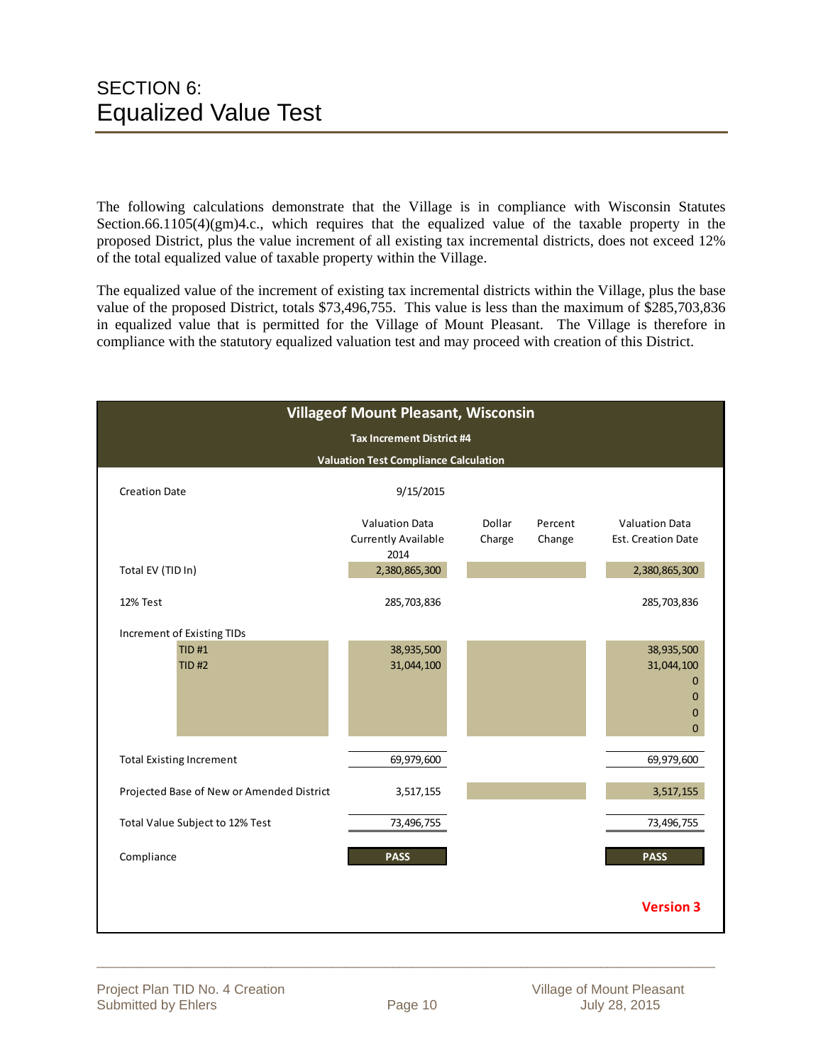# SECTION 6:
# Equalized Value Test

The following calculations demonstrate that the Village is in compliance with Wisconsin Statutes Section.66.1105(4)(gm)4.c., which requires that the equalized value of the taxable property in the proposed District, plus the value increment of all existing tax incremental districts, does not exceed 12% of the total equalized value of taxable property within the Village.

The equalized value of the increment of existing tax incremental districts within the Village, plus the base value of the proposed District, totals $73,496,755. This value is less than the maximum of $285,703,836 in equalized value that is permitted for the Village of Mount Pleasant. The Village is therefore in compliance with the statutory equalized valuation test and may proceed with creation of this District.

**Villageof Mount Pleasant, Wisconsin**

**Tax Increment District #4**

**Valuation Test Compliance Calculation**

| Creation Date | 9/15/2015 | | | |
|---|---|---|---|---|
| | Valuation Data Currently Available 2014 | Dollar Charge | Percent Change | Valuation Data Est. Creation Date |
| Total EV (TID In) | 2,380,865,300 | | | 2,380,865,300 |
| 12% Test | 285,703,836 | | | 285,703,836 |
| Increment of Existing TIDs | | | | |
| TID #1 | 38,935,500 | | | 38,935,500 |
| TID #2 | 31,044,100 | | | 31,044,100 |
| | | | | 0 |
| | | | | 0 |
| | | | | 0 |
| | | | | 0 |
| Total Existing Increment | 69,979,600 | | | 69,979,600 |
| Projected Base of New or Amended District | 3,517,155 | | | 3,517,155 |
| Total Value Subject to 12% Test | 73,496,755 | | | 73,496,755 |
| Compliance | **PASS** | | | **PASS** |

**Version 3**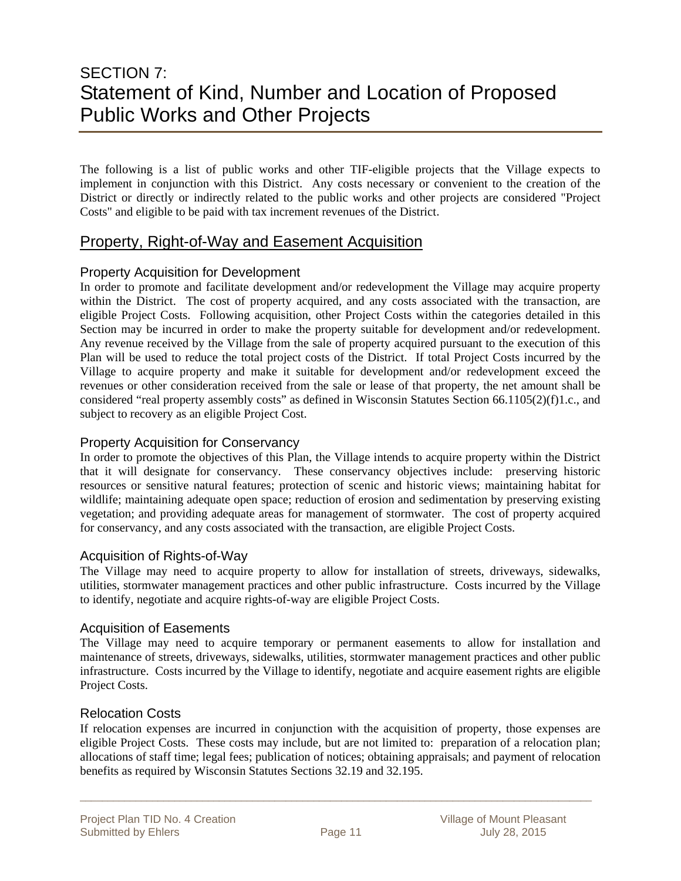# SECTION 7:
# Statement of Kind, Number and Location of Proposed Public Works and Other Projects

The following is a list of public works and other TIF-eligible projects that the Village expects to implement in conjunction with this District. Any costs necessary or convenient to the creation of the District or directly or indirectly related to the public works and other projects are considered "Project Costs" and eligible to be paid with tax increment revenues of the District.

## Property, Right-of-Way and Easement Acquisition

### Property Acquisition for Development

In order to promote and facilitate development and/or redevelopment the Village may acquire property within the District. The cost of property acquired, and any costs associated with the transaction, are eligible Project Costs. Following acquisition, other Project Costs within the categories detailed in this Section may be incurred in order to make the property suitable for development and/or redevelopment. Any revenue received by the Village from the sale of property acquired pursuant to the execution of this Plan will be used to reduce the total project costs of the District. If total Project Costs incurred by the Village to acquire property and make it suitable for development and/or redevelopment exceed the revenues or other consideration received from the sale or lease of that property, the net amount shall be considered "real property assembly costs" as defined in Wisconsin Statutes Section 66.1105(2)(f)1.c., and subject to recovery as an eligible Project Cost.

### Property Acquisition for Conservancy

In order to promote the objectives of this Plan, the Village intends to acquire property within the District that it will designate for conservancy. These conservancy objectives include: preserving historic resources or sensitive natural features; protection of scenic and historic views; maintaining habitat for wildlife; maintaining adequate open space; reduction of erosion and sedimentation by preserving existing vegetation; and providing adequate areas for management of stormwater. The cost of property acquired for conservancy, and any costs associated with the transaction, are eligible Project Costs.

### Acquisition of Rights-of-Way

The Village may need to acquire property to allow for installation of streets, driveways, sidewalks, utilities, stormwater management practices and other public infrastructure. Costs incurred by the Village to identify, negotiate and acquire rights-of-way are eligible Project Costs.

### Acquisition of Easements

The Village may need to acquire temporary or permanent easements to allow for installation and maintenance of streets, driveways, sidewalks, utilities, stormwater management practices and other public infrastructure. Costs incurred by the Village to identify, negotiate and acquire easement rights are eligible Project Costs.

### Relocation Costs

If relocation expenses are incurred in conjunction with the acquisition of property, those expenses are eligible Project Costs. These costs may include, but are not limited to: preparation of a relocation plan; allocations of staff time; legal fees; publication of notices; obtaining appraisals; and payment of relocation benefits as required by Wisconsin Statutes Sections 32.19 and 32.195.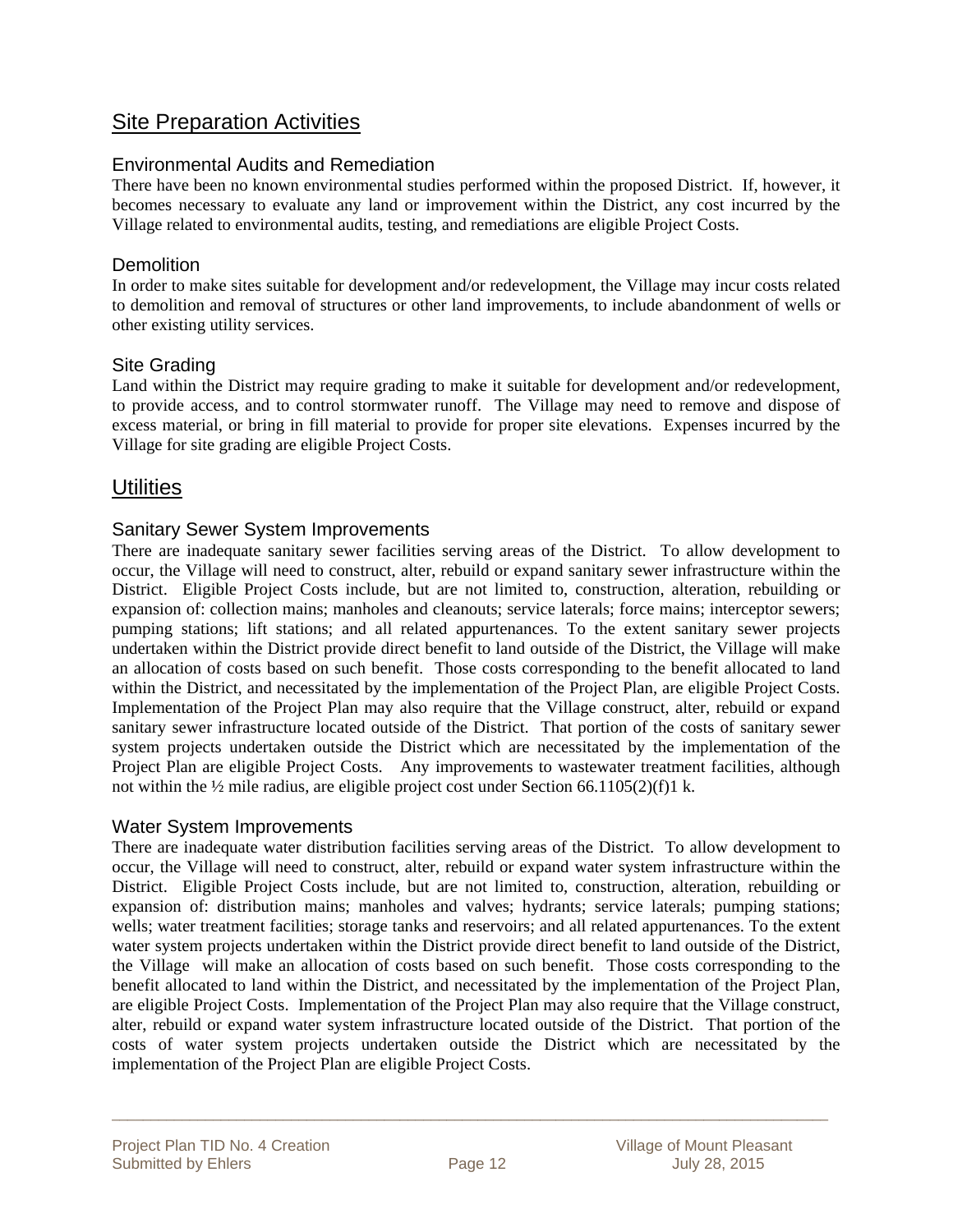## Site Preparation Activities

### Environmental Audits and Remediation

There have been no known environmental studies performed within the proposed District. If, however, it becomes necessary to evaluate any land or improvement within the District, any cost incurred by the Village related to environmental audits, testing, and remediations are eligible Project Costs.

### Demolition

In order to make sites suitable for development and/or redevelopment, the Village may incur costs related to demolition and removal of structures or other land improvements, to include abandonment of wells or other existing utility services.

### Site Grading

Land within the District may require grading to make it suitable for development and/or redevelopment, to provide access, and to control stormwater runoff. The Village may need to remove and dispose of excess material, or bring in fill material to provide for proper site elevations. Expenses incurred by the Village for site grading are eligible Project Costs.

## Utilities

### Sanitary Sewer System Improvements

There are inadequate sanitary sewer facilities serving areas of the District. To allow development to occur, the Village will need to construct, alter, rebuild or expand sanitary sewer infrastructure within the District. Eligible Project Costs include, but are not limited to, construction, alteration, rebuilding or expansion of: collection mains; manholes and cleanouts; service laterals; force mains; interceptor sewers; pumping stations; lift stations; and all related appurtenances. To the extent sanitary sewer projects undertaken within the District provide direct benefit to land outside of the District, the Village will make an allocation of costs based on such benefit. Those costs corresponding to the benefit allocated to land within the District, and necessitated by the implementation of the Project Plan, are eligible Project Costs. Implementation of the Project Plan may also require that the Village construct, alter, rebuild or expand sanitary sewer infrastructure located outside of the District. That portion of the costs of sanitary sewer system projects undertaken outside the District which are necessitated by the implementation of the Project Plan are eligible Project Costs. Any improvements to wastewater treatment facilities, although not within the ½ mile radius, are eligible project cost under Section 66.1105(2)(f)1 k.

### Water System Improvements

There are inadequate water distribution facilities serving areas of the District. To allow development to occur, the Village will need to construct, alter, rebuild or expand water system infrastructure within the District. Eligible Project Costs include, but are not limited to, construction, alteration, rebuilding or expansion of: distribution mains; manholes and valves; hydrants; service laterals; pumping stations; wells; water treatment facilities; storage tanks and reservoirs; and all related appurtenances. To the extent water system projects undertaken within the District provide direct benefit to land outside of the District, the Village will make an allocation of costs based on such benefit. Those costs corresponding to the benefit allocated to land within the District, and necessitated by the implementation of the Project Plan, are eligible Project Costs. Implementation of the Project Plan may also require that the Village construct, alter, rebuild or expand water system infrastructure located outside of the District. That portion of the costs of water system projects undertaken outside the District which are necessitated by the implementation of the Project Plan are eligible Project Costs.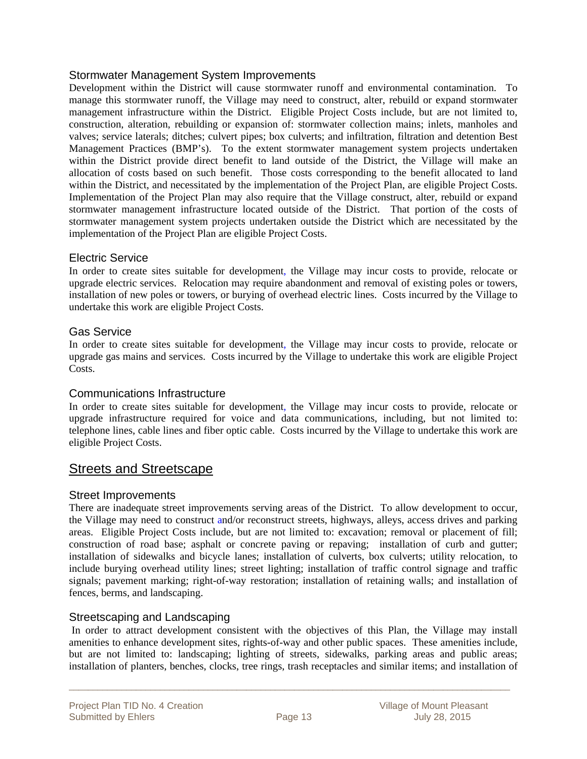### Stormwater Management System Improvements

Development within the District will cause stormwater runoff and environmental contamination. To manage this stormwater runoff, the Village may need to construct, alter, rebuild or expand stormwater management infrastructure within the District. Eligible Project Costs include, but are not limited to, construction, alteration, rebuilding or expansion of: stormwater collection mains; inlets, manholes and valves; service laterals; ditches; culvert pipes; box culverts; and infiltration, filtration and detention Best Management Practices (BMP's). To the extent stormwater management system projects undertaken within the District provide direct benefit to land outside of the District, the Village will make an allocation of costs based on such benefit. Those costs corresponding to the benefit allocated to land within the District, and necessitated by the implementation of the Project Plan, are eligible Project Costs. Implementation of the Project Plan may also require that the Village construct, alter, rebuild or expand stormwater management infrastructure located outside of the District. That portion of the costs of stormwater management system projects undertaken outside the District which are necessitated by the implementation of the Project Plan are eligible Project Costs.

### Electric Service

In order to create sites suitable for development, the Village may incur costs to provide, relocate or upgrade electric services. Relocation may require abandonment and removal of existing poles or towers, installation of new poles or towers, or burying of overhead electric lines. Costs incurred by the Village to undertake this work are eligible Project Costs.

### Gas Service

In order to create sites suitable for development, the Village may incur costs to provide, relocate or upgrade gas mains and services. Costs incurred by the Village to undertake this work are eligible Project Costs.

### Communications Infrastructure

In order to create sites suitable for development, the Village may incur costs to provide, relocate or upgrade infrastructure required for voice and data communications, including, but not limited to: telephone lines, cable lines and fiber optic cable. Costs incurred by the Village to undertake this work are eligible Project Costs.

## Streets and Streetscape

### Street Improvements

There are inadequate street improvements serving areas of the District. To allow development to occur, the Village may need to construct and/or reconstruct streets, highways, alleys, access drives and parking areas. Eligible Project Costs include, but are not limited to: excavation; removal or placement of fill; construction of road base; asphalt or concrete paving or repaving; installation of curb and gutter; installation of sidewalks and bicycle lanes; installation of culverts, box culverts; utility relocation, to include burying overhead utility lines; street lighting; installation of traffic control signage and traffic signals; pavement marking; right-of-way restoration; installation of retaining walls; and installation of fences, berms, and landscaping.

### Streetscaping and Landscaping

In order to attract development consistent with the objectives of this Plan, the Village may install amenities to enhance development sites, rights-of-way and other public spaces. These amenities include, but are not limited to: landscaping; lighting of streets, sidewalks, parking areas and public areas; installation of planters, benches, clocks, tree rings, trash receptacles and similar items; and installation of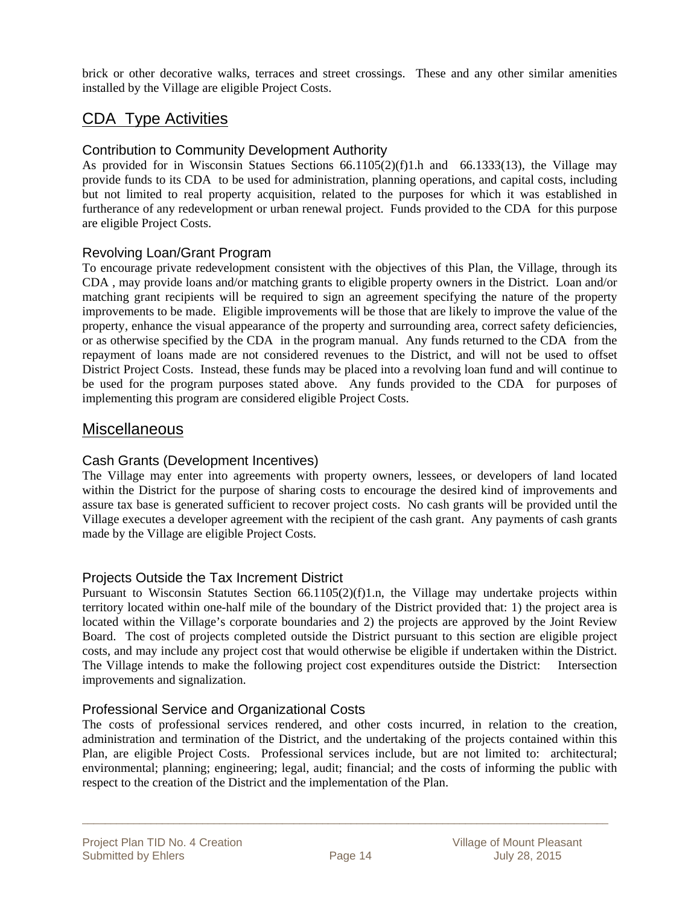brick or other decorative walks, terraces and street crossings. These and any other similar amenities installed by the Village are eligible Project Costs.

## CDA Type Activities

### Contribution to Community Development Authority

As provided for in Wisconsin Statues Sections 66.1105(2)(f)1.h and 66.1333(13), the Village may provide funds to its CDA to be used for administration, planning operations, and capital costs, including but not limited to real property acquisition, related to the purposes for which it was established in furtherance of any redevelopment or urban renewal project. Funds provided to the CDA for this purpose are eligible Project Costs.

### Revolving Loan/Grant Program

To encourage private redevelopment consistent with the objectives of this Plan, the Village, through its CDA , may provide loans and/or matching grants to eligible property owners in the District. Loan and/or matching grant recipients will be required to sign an agreement specifying the nature of the property improvements to be made. Eligible improvements will be those that are likely to improve the value of the property, enhance the visual appearance of the property and surrounding area, correct safety deficiencies, or as otherwise specified by the CDA in the program manual. Any funds returned to the CDA from the repayment of loans made are not considered revenues to the District, and will not be used to offset District Project Costs. Instead, these funds may be placed into a revolving loan fund and will continue to be used for the program purposes stated above. Any funds provided to the CDA for purposes of implementing this program are considered eligible Project Costs.

## Miscellaneous

### Cash Grants (Development Incentives)

The Village may enter into agreements with property owners, lessees, or developers of land located within the District for the purpose of sharing costs to encourage the desired kind of improvements and assure tax base is generated sufficient to recover project costs. No cash grants will be provided until the Village executes a developer agreement with the recipient of the cash grant. Any payments of cash grants made by the Village are eligible Project Costs.

### Projects Outside the Tax Increment District

Pursuant to Wisconsin Statutes Section 66.1105(2)(f)1.n, the Village may undertake projects within territory located within one-half mile of the boundary of the District provided that: 1) the project area is located within the Village's corporate boundaries and 2) the projects are approved by the Joint Review Board. The cost of projects completed outside the District pursuant to this section are eligible project costs, and may include any project cost that would otherwise be eligible if undertaken within the District. The Village intends to make the following project cost expenditures outside the District: Intersection improvements and signalization.

### Professional Service and Organizational Costs

The costs of professional services rendered, and other costs incurred, in relation to the creation, administration and termination of the District, and the undertaking of the projects contained within this Plan, are eligible Project Costs. Professional services include, but are not limited to: architectural; environmental; planning; engineering; legal, audit; financial; and the costs of informing the public with respect to the creation of the District and the implementation of the Plan.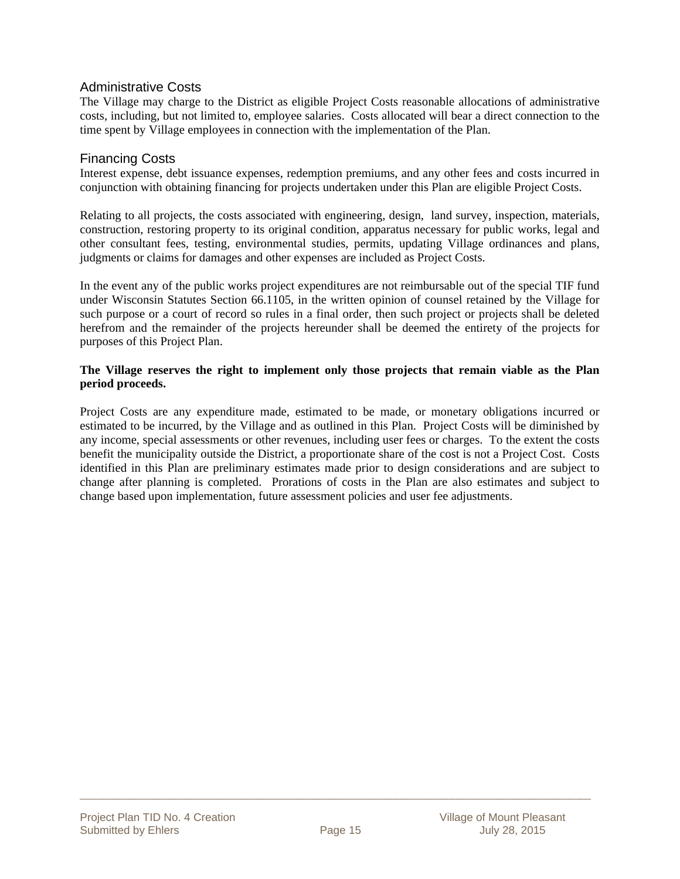### Administrative Costs

The Village may charge to the District as eligible Project Costs reasonable allocations of administrative costs, including, but not limited to, employee salaries. Costs allocated will bear a direct connection to the time spent by Village employees in connection with the implementation of the Plan.

### Financing Costs

Interest expense, debt issuance expenses, redemption premiums, and any other fees and costs incurred in conjunction with obtaining financing for projects undertaken under this Plan are eligible Project Costs.

Relating to all projects, the costs associated with engineering, design, land survey, inspection, materials, construction, restoring property to its original condition, apparatus necessary for public works, legal and other consultant fees, testing, environmental studies, permits, updating Village ordinances and plans, judgments or claims for damages and other expenses are included as Project Costs.

In the event any of the public works project expenditures are not reimbursable out of the special TIF fund under Wisconsin Statutes Section 66.1105, in the written opinion of counsel retained by the Village for such purpose or a court of record so rules in a final order, then such project or projects shall be deleted herefrom and the remainder of the projects hereunder shall be deemed the entirety of the projects for purposes of this Project Plan.

**The Village reserves the right to implement only those projects that remain viable as the Plan period proceeds.**

Project Costs are any expenditure made, estimated to be made, or monetary obligations incurred or estimated to be incurred, by the Village and as outlined in this Plan. Project Costs will be diminished by any income, special assessments or other revenues, including user fees or charges. To the extent the costs benefit the municipality outside the District, a proportionate share of the cost is not a Project Cost. Costs identified in this Plan are preliminary estimates made prior to design considerations and are subject to change after planning is completed. Prorations of costs in the Plan are also estimates and subject to change based upon implementation, future assessment policies and user fee adjustments.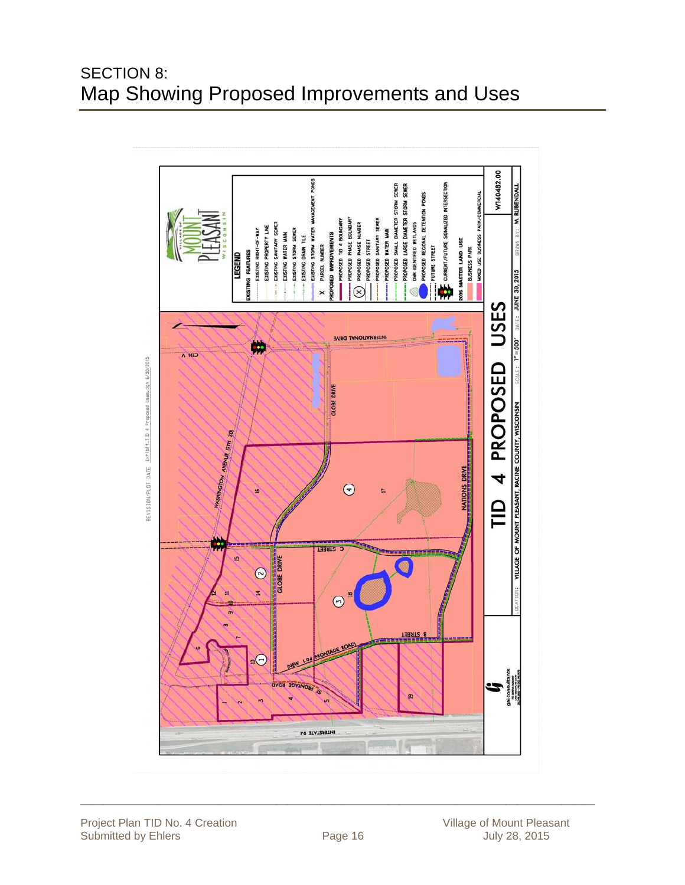# SECTION 8:
## Map Showing Proposed Improvements and Uses

**TID 4 PROPOSED USES**

LOCATION: VILLAGE OF MOUNT PLEASANT, RACINE COUNTY, WISCONSIN | SCALE: 1" = 500' | DATE: JUNE 30, 2015 | DRAWN BY: M. RUBENDALL | W140482.00

REVISION/PLOT DATE Exhibit_TID 4 Proposed Uses.dgn 6/30/2015

**LEGEND**

**EXISTING FEATURES**
- EXISTING RIGHT-OF-WAY
- EXISTING PROPERTY LINE
- EXISTING SANITARY SEWER
- EXISTING WATER MAIN
- EXISTING STORM SEWER
- EXISTING DRAIN TILE
- EXISTING STORM WATER MANAGEMENT PONDS
- X PARCEL NUMBER

**PROPOSED IMPROVEMENTS**
- PROPOSED TID 4 BOUNDARY
- PROPOSED PHASE BOUNDARY
- (X) PROPOSED PHASE NUMBER
- PROPOSED STREET
- PROPOSED SANITARY SEWER
- PROPOSED WATER MAIN
- PROPOSED SMALL DIAMETER STORM SEWER
- PROPOSED LARGE DIAMETER STORM SEWER
- DNR IDENTIFIED WETLANDS
- PROPOSED REGIONAL DETENTION PONDS
- FUTURE STREET
- CURRENT/FUTURE SIGNALIZED INTERSECTION

**2035 MASTER LAND USE**
- BUSINESS PARK
- MIXED USE BUSINESS PARK/COMMERCIAL

gai consultants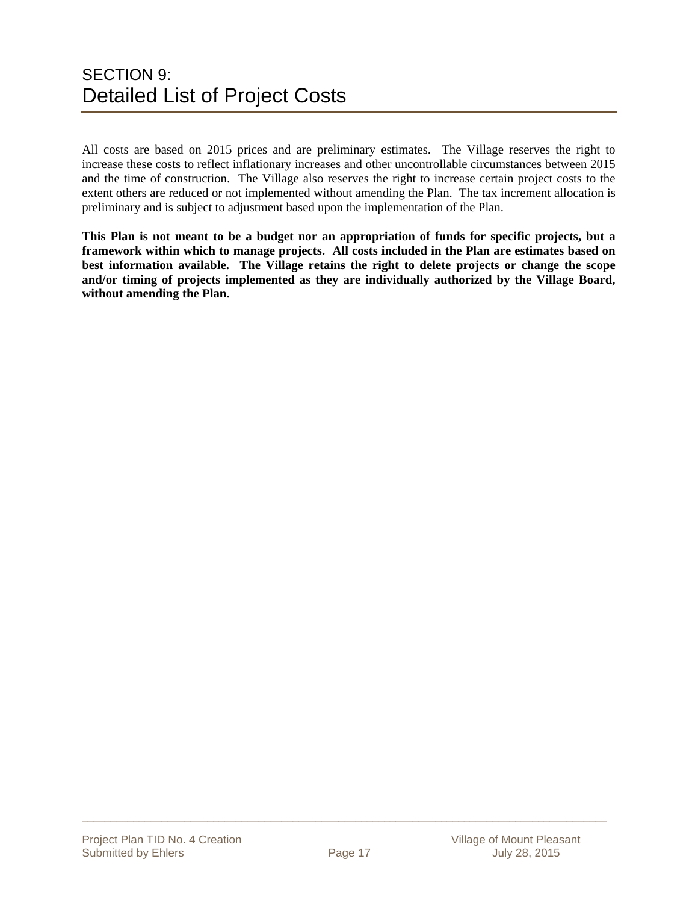# SECTION 9:
# Detailed List of Project Costs

All costs are based on 2015 prices and are preliminary estimates. The Village reserves the right to increase these costs to reflect inflationary increases and other uncontrollable circumstances between 2015 and the time of construction. The Village also reserves the right to increase certain project costs to the extent others are reduced or not implemented without amending the Plan. The tax increment allocation is preliminary and is subject to adjustment based upon the implementation of the Plan.

**This Plan is not meant to be a budget nor an appropriation of funds for specific projects, but a framework within which to manage projects. All costs included in the Plan are estimates based on best information available. The Village retains the right to delete projects or change the scope and/or timing of projects implemented as they are individually authorized by the Village Board, without amending the Plan.**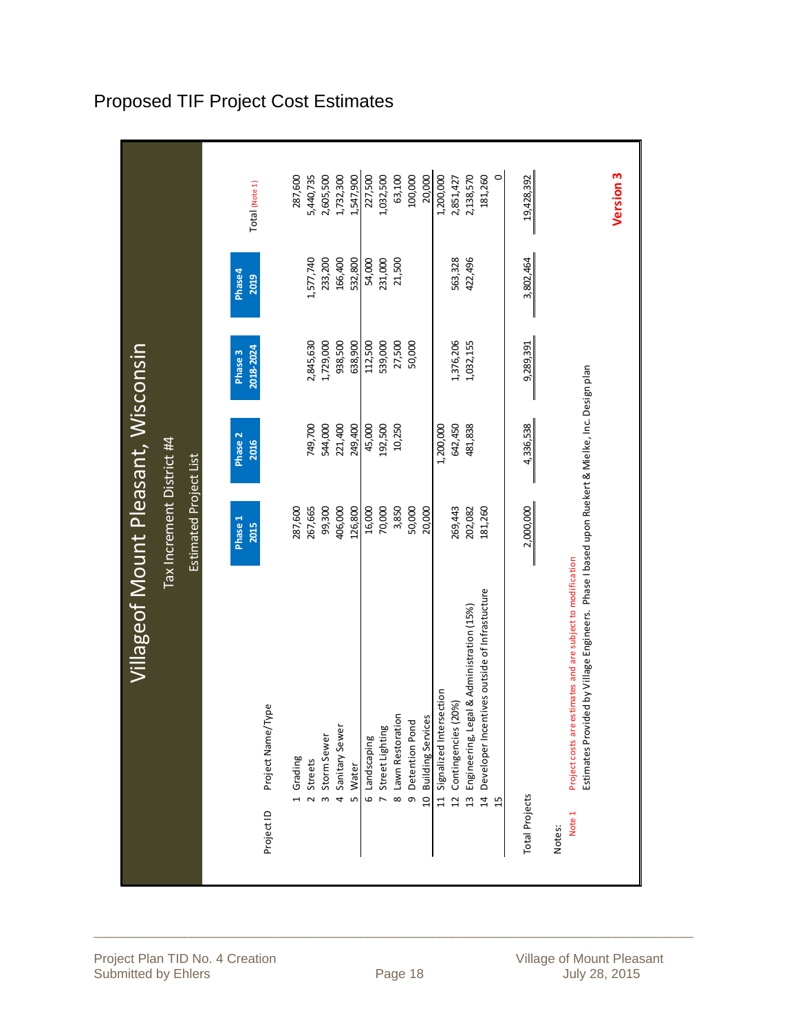# Proposed TIF Project Cost Estimates

## Villageof Mount Pleasant, Wisconsin

### Tax Increment District #4

### Estimated Project List

| Project ID | Project Name/Type | Phase 1 2015 | Phase 2 2016 | Phase 3 2018-2024 | Phase 4 2019 | Total (Note 1) |
|---|---|---|---|---|---|---|
| 1 | Grading | 287,600 | | | | 287,600 |
| 2 | Streets | 267,665 | 749,700 | 2,845,630 | 1,577,740 | 5,440,735 |
| 3 | Storm Sewer | 99,300 | 544,000 | 1,729,000 | 233,200 | 2,605,500 |
| 4 | Sanitary Sewer | 406,000 | 221,400 | 938,500 | 166,400 | 1,732,300 |
| 5 | Water | 126,800 | 249,400 | 638,900 | 532,800 | 1,547,900 |
| 6 | Landscaping | 16,000 | 45,000 | 112,500 | 54,000 | 227,500 |
| 7 | Street Lighting | 70,000 | 192,500 | 539,000 | 231,000 | 1,032,500 |
| 8 | Lawn Restoration | 3,850 | 10,250 | 27,500 | 21,500 | 63,100 |
| 9 | Detention Pond | 50,000 | | 50,000 | | 100,000 |
| 10 | Building Services | 20,000 | | | | 20,000 |
| 11 | Signalized Intersection | | 1,200,000 | | | 1,200,000 |
| 12 | Contingencies (20%) | 269,443 | 642,450 | 1,376,206 | 563,328 | 2,851,427 |
| 13 | Engineering, Legal & Administration (15%) | 202,082 | 481,838 | 1,032,155 | 422,496 | 2,138,570 |
| 14 | Developer Incentives outside of Infrastucture | 181,260 | | | | 181,260 |
| 15 | | | | | | 0 |
| Total Projects | | 2,000,000 | 4,336,538 | 9,289,391 | 3,802,464 | 19,428,392 |

Notes:

Note 1 Project costs are estimates and are subject to modification

Estimates Provided by Village Engineers. Phase I based upon Ruekert & Mielke, Inc. Design plan

**Version 3**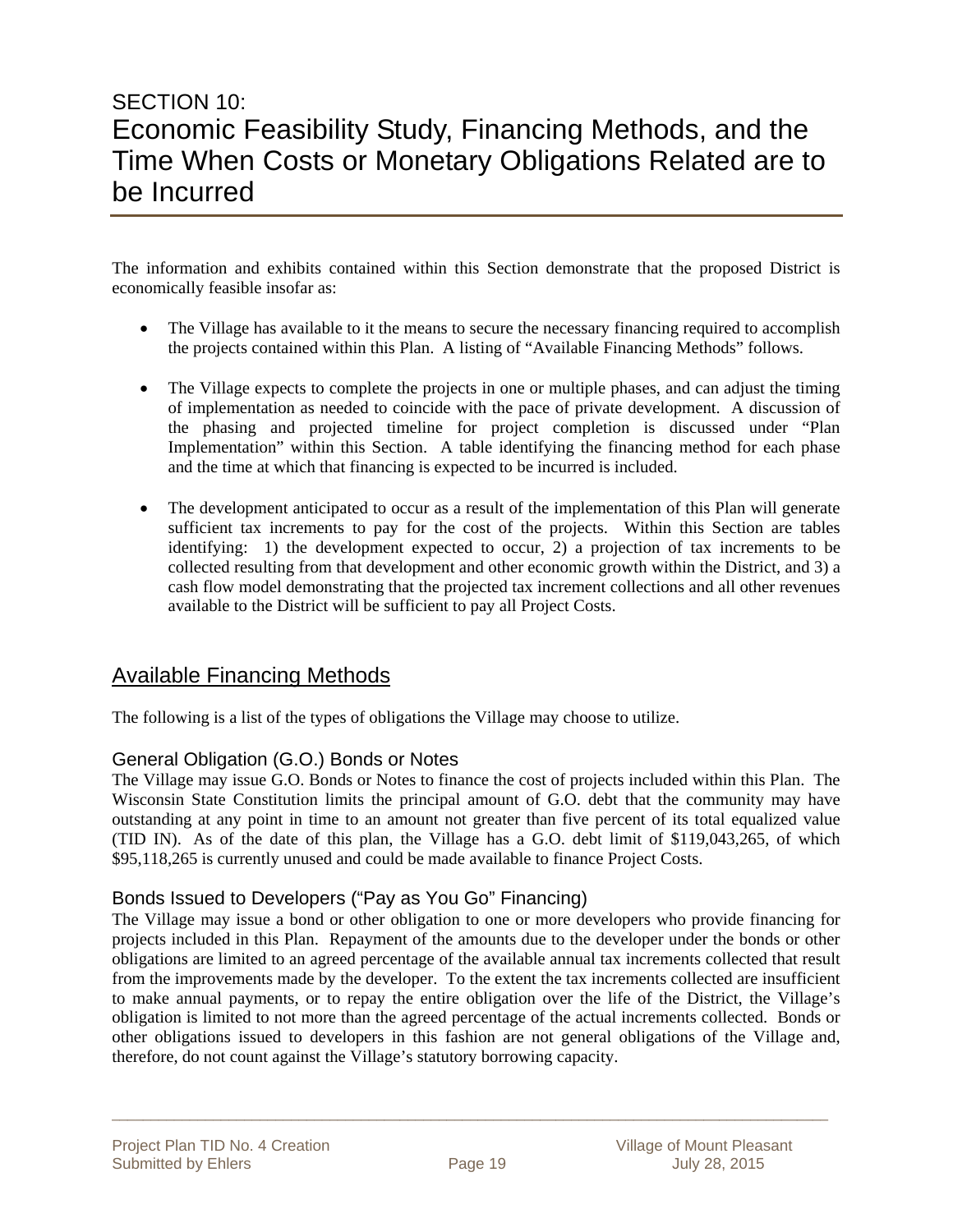# SECTION 10:
# Economic Feasibility Study, Financing Methods, and the Time When Costs or Monetary Obligations Related are to be Incurred

The information and exhibits contained within this Section demonstrate that the proposed District is economically feasible insofar as:

- The Village has available to it the means to secure the necessary financing required to accomplish the projects contained within this Plan. A listing of "Available Financing Methods" follows.
- The Village expects to complete the projects in one or multiple phases, and can adjust the timing of implementation as needed to coincide with the pace of private development. A discussion of the phasing and projected timeline for project completion is discussed under "Plan Implementation" within this Section. A table identifying the financing method for each phase and the time at which that financing is expected to be incurred is included.
- The development anticipated to occur as a result of the implementation of this Plan will generate sufficient tax increments to pay for the cost of the projects. Within this Section are tables identifying: 1) the development expected to occur, 2) a projection of tax increments to be collected resulting from that development and other economic growth within the District, and 3) a cash flow model demonstrating that the projected tax increment collections and all other revenues available to the District will be sufficient to pay all Project Costs.

## Available Financing Methods

The following is a list of the types of obligations the Village may choose to utilize.

### General Obligation (G.O.) Bonds or Notes

The Village may issue G.O. Bonds or Notes to finance the cost of projects included within this Plan. The Wisconsin State Constitution limits the principal amount of G.O. debt that the community may have outstanding at any point in time to an amount not greater than five percent of its total equalized value (TID IN). As of the date of this plan, the Village has a G.O. debt limit of $119,043,265, of which $95,118,265 is currently unused and could be made available to finance Project Costs.

### Bonds Issued to Developers ("Pay as You Go" Financing)

The Village may issue a bond or other obligation to one or more developers who provide financing for projects included in this Plan. Repayment of the amounts due to the developer under the bonds or other obligations are limited to an agreed percentage of the available annual tax increments collected that result from the improvements made by the developer. To the extent the tax increments collected are insufficient to make annual payments, or to repay the entire obligation over the life of the District, the Village's obligation is limited to not more than the agreed percentage of the actual increments collected. Bonds or other obligations issued to developers in this fashion are not general obligations of the Village and, therefore, do not count against the Village's statutory borrowing capacity.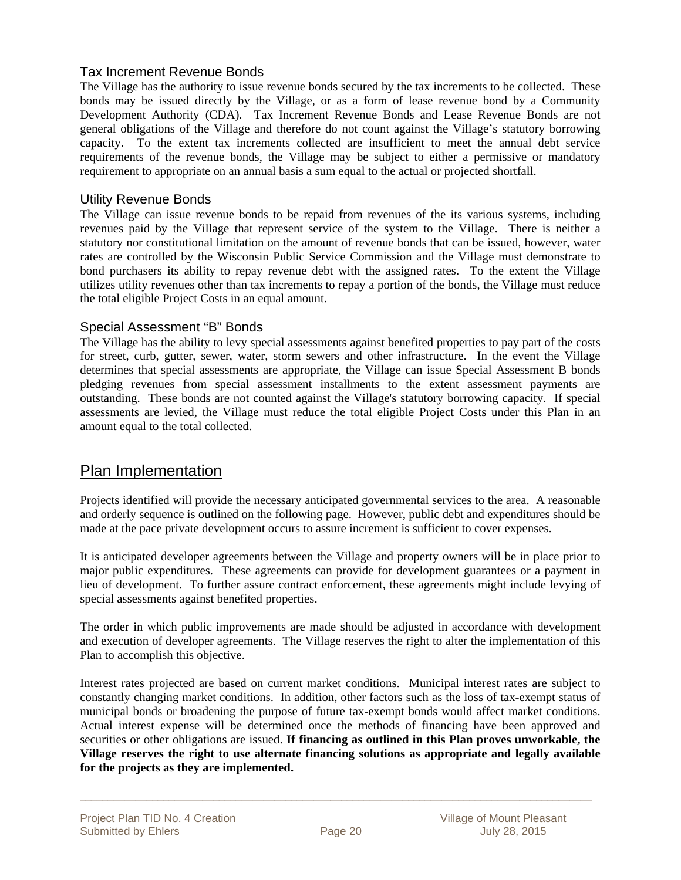### Tax Increment Revenue Bonds

The Village has the authority to issue revenue bonds secured by the tax increments to be collected. These bonds may be issued directly by the Village, or as a form of lease revenue bond by a Community Development Authority (CDA). Tax Increment Revenue Bonds and Lease Revenue Bonds are not general obligations of the Village and therefore do not count against the Village's statutory borrowing capacity. To the extent tax increments collected are insufficient to meet the annual debt service requirements of the revenue bonds, the Village may be subject to either a permissive or mandatory requirement to appropriate on an annual basis a sum equal to the actual or projected shortfall.

### Utility Revenue Bonds

The Village can issue revenue bonds to be repaid from revenues of the its various systems, including revenues paid by the Village that represent service of the system to the Village. There is neither a statutory nor constitutional limitation on the amount of revenue bonds that can be issued, however, water rates are controlled by the Wisconsin Public Service Commission and the Village must demonstrate to bond purchasers its ability to repay revenue debt with the assigned rates. To the extent the Village utilizes utility revenues other than tax increments to repay a portion of the bonds, the Village must reduce the total eligible Project Costs in an equal amount.

### Special Assessment "B" Bonds

The Village has the ability to levy special assessments against benefited properties to pay part of the costs for street, curb, gutter, sewer, water, storm sewers and other infrastructure. In the event the Village determines that special assessments are appropriate, the Village can issue Special Assessment B bonds pledging revenues from special assessment installments to the extent assessment payments are outstanding. These bonds are not counted against the Village's statutory borrowing capacity. If special assessments are levied, the Village must reduce the total eligible Project Costs under this Plan in an amount equal to the total collected.

## Plan Implementation

Projects identified will provide the necessary anticipated governmental services to the area. A reasonable and orderly sequence is outlined on the following page. However, public debt and expenditures should be made at the pace private development occurs to assure increment is sufficient to cover expenses.

It is anticipated developer agreements between the Village and property owners will be in place prior to major public expenditures. These agreements can provide for development guarantees or a payment in lieu of development. To further assure contract enforcement, these agreements might include levying of special assessments against benefited properties.

The order in which public improvements are made should be adjusted in accordance with development and execution of developer agreements. The Village reserves the right to alter the implementation of this Plan to accomplish this objective.

Interest rates projected are based on current market conditions. Municipal interest rates are subject to constantly changing market conditions. In addition, other factors such as the loss of tax-exempt status of municipal bonds or broadening the purpose of future tax-exempt bonds would affect market conditions. Actual interest expense will be determined once the methods of financing have been approved and securities or other obligations are issued. **If financing as outlined in this Plan proves unworkable, the Village reserves the right to use alternate financing solutions as appropriate and legally available for the projects as they are implemented.**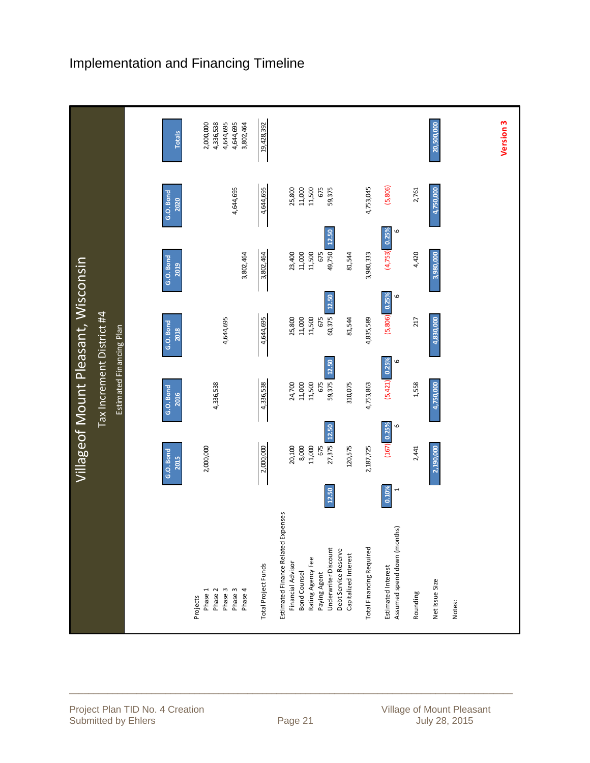# Implementation and Financing Timeline

## Villageof Mount Pleasant, Wisconsin

### Tax Increment District #4

Estimated Financing Plan

| | | G.O. Bond 2015 | | G.O. Bond 2016 | | G.O. Bond 2018 | | G.O. Bond 2019 | | G.O. Bond 2020 | Totals |
|---|---|---|---|---|---|---|---|---|---|---|---|
| Projects | | | | | | | | | | | |
| Phase 1 | | 2,000,000 | | | | | | | | | 2,000,000 |
| Phase 2 | | | | 4,336,538 | | | | | | | 4,336,538 |
| Phase 3 | | | | | | 4,644,695 | | | | | 4,644,695 |
| Phase 3 | | | | | | | | | | 4,644,695 | 4,644,695 |
| Phase 4 | | | | | | | | 3,802,464 | | | 3,802,464 |
| Total Project Funds | | 2,000,000 | | 4,336,538 | | 4,644,695 | | 3,802,464 | | 4,644,695 | 19,428,392 |
| Estimated Finance Related Expenses | | | | | | | | | | | |
| Financial Advisor | | 20,100 | | 24,700 | | 25,800 | | 23,400 | | 25,800 | |
| Bond Counsel | | 8,000 | | 11,000 | | 11,000 | | 11,000 | | 11,000 | |
| Rating Agency Fee | | 11,000 | | 11,500 | | 11,500 | | 11,500 | | 11,500 | |
| Paying Agent | | 675 | | 675 | | 675 | | 675 | | 675 | |
| Underwriter Discount | 12.50 | 27,375 | 12.50 | 59,375 | 12.50 | 60,375 | 12.50 | 49,750 | 12.50 | 59,375 | |
| Debt Service Reserve | | | | | | | | | | | |
| Capitalized Interest | | 120,575 | | 310,075 | | 81,544 | | 81,544 | | | |
| Total Financing Required | | 2,187,725 | | 4,753,863 | | 4,835,589 | | 3,980,333 | | 4,753,045 | |
| Estimated Interest | 0.10% | (167) | 0.25% | (5,421) | 0.25% | (5,806) | 0.25% | (4,753) | 0.25% | (5,806) | |
| Assumed spend down (months) | 1 | | 6 | | 6 | | 6 | | 6 | | |
| Rounding | | 2,441 | | 1,558 | | 217 | | 4,420 | | 2,761 | |
| Net Issue Size | | 2,190,000 | | 4,750,000 | | 4,830,000 | | 3,980,000 | | 4,750,000 | 20,500,000 |

Notes:

Version 3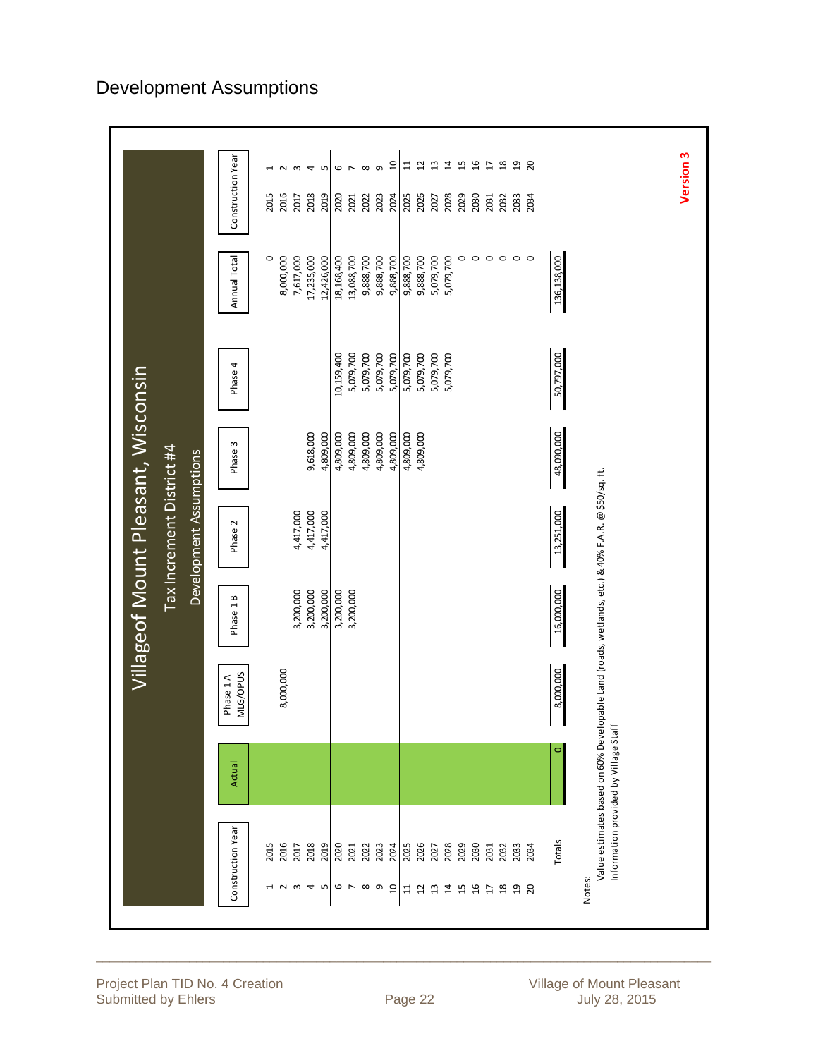# Development Assumptions

## Villageof Mount Pleasant, Wisconsin

### Tax Increment District #4

### Development Assumptions

| | Construction Year | Actual | Phase 1 A MLG/OPUS | Phase 1 B | Phase 2 | Phase 3 | Phase 4 | Annual Total | Construction Year | |
|---|---|---|---|---|---|---|---|---|---|---|
| 1 | 2015 | | | | | | | 0 | 2015 | 1 |
| 2 | 2016 | | 8,000,000 | | | | | 8,000,000 | 2016 | 2 |
| 3 | 2017 | | | 3,200,000 | 4,417,000 | | | 7,617,000 | 2017 | 3 |
| 4 | 2018 | | | 3,200,000 | 4,417,000 | 9,618,000 | | 17,235,000 | 2018 | 4 |
| 5 | 2019 | | | 3,200,000 | 4,417,000 | 4,809,000 | | 12,426,000 | 2019 | 5 |
| 6 | 2020 | | | 3,200,000 | | 4,809,000 | 10,159,400 | 18,168,400 | 2020 | 6 |
| 7 | 2021 | | | 3,200,000 | | 4,809,000 | 5,079,700 | 13,088,700 | 2021 | 7 |
| 8 | 2022 | | | | | 4,809,000 | 5,079,700 | 9,888,700 | 2022 | 8 |
| 9 | 2023 | | | | | 4,809,000 | 5,079,700 | 9,888,700 | 2023 | 9 |
| 10 | 2024 | | | | | 4,809,000 | 5,079,700 | 9,888,700 | 2024 | 10 |
| 11 | 2025 | | | | | 4,809,000 | 5,079,700 | 9,888,700 | 2025 | 11 |
| 12 | 2026 | | | | | 4,809,000 | 5,079,700 | 9,888,700 | 2026 | 12 |
| 13 | 2027 | | | | | | 5,079,700 | 5,079,700 | 2027 | 13 |
| 14 | 2028 | | | | | | 5,079,700 | 5,079,700 | 2028 | 14 |
| 15 | 2029 | | | | | | | 0 | 2029 | 15 |
| 16 | 2030 | | | | | | | 0 | 2030 | 16 |
| 17 | 2031 | | | | | | | 0 | 2031 | 17 |
| 18 | 2032 | | | | | | | 0 | 2032 | 18 |
| 19 | 2033 | | | | | | | 0 | 2033 | 19 |
| 20 | 2034 | | | | | | | 0 | 2034 | 20 |
| | Totals | 0 | 8,000,000 | 16,000,000 | 13,251,000 | 48,090,000 | 50,797,000 | 136,138,000 | | |

Notes:

Value estimates based on 60% Developable Land (roads, wetlands, etc.) & 40% F.A.R. @ $50/sq. ft.

Information provided by Village Staff

**Version 3**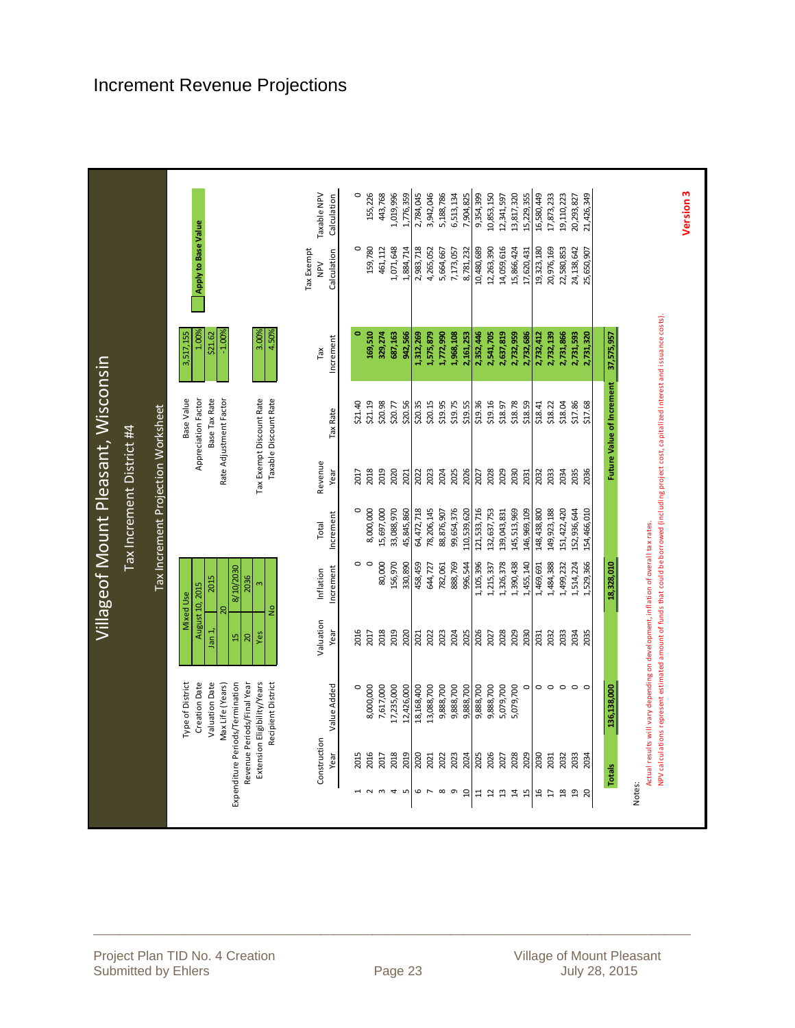# Increment Revenue Projections

## Villageof Mount Pleasant, Wisconsin

### Tax Increment District #4

### Tax Increment Projection Worksheet

| | |
|---|---|
| Type of District | Mixed Use |
| Creation Date | August 10, 2015 |
| Valuation Date | Jan 1, 2015 |
| Max Life (Years) | 20 |
| Expenditure Periods/Termination | 15 / 8/10/2030 |
| Revenue Periods/Final Year | 20 / 2036 |
| Extension Eligibility/Years | Yes / 3 |
| Recipient District | No |

| | |
|---|---|
| Base Value | 3,517,155 |
| Appreciation Factor | 1.00% |
| Base Tax Rate | $21.62 |
| Rate Adjustment Factor | -1.00% |
| Tax Exempt Discount Rate | 3.00% |
| Taxable Discount Rate | 4.50% |

Apply to Base Value

| | Construction Year | Value Added | Valuation Year | Inflation Increment | Total Increment | Revenue Year | Tax Rate | Tax Increment | Tax Exempt NPV Calculation | Taxable NPV Calculation |
|---|---|---|---|---|---|---|---|---|---|---|
| 1 | 2015 | 0 | 2016 | 0 | 0 | 2017 | $21.40 | 0 | 0 | 0 |
| 2 | 2016 | 8,000,000 | 2017 | 0 | 8,000,000 | 2018 | $21.19 | 169,510 | 159,780 | 155,226 |
| 3 | 2017 | 7,617,000 | 2018 | 80,000 | 15,697,000 | 2019 | $20.98 | 329,274 | 461,112 | 443,768 |
| 4 | 2018 | 17,235,000 | 2019 | 156,970 | 33,088,970 | 2020 | $20.77 | 687,163 | 1,071,648 | 1,019,996 |
| 5 | 2019 | 12,426,000 | 2020 | 330,890 | 45,845,860 | 2021 | $20.56 | 942,566 | 1,884,714 | 1,776,359 |
| 6 | 2020 | 18,168,400 | 2021 | 458,459 | 64,472,718 | 2022 | $20.35 | 1,312,269 | 2,983,718 | 2,784,045 |
| 7 | 2021 | 13,088,700 | 2022 | 644,727 | 78,206,145 | 2023 | $20.15 | 1,575,879 | 4,265,052 | 3,942,046 |
| 8 | 2022 | 9,888,700 | 2023 | 782,061 | 88,876,907 | 2024 | $19.95 | 1,772,990 | 5,664,667 | 5,188,786 |
| 9 | 2023 | 9,888,700 | 2024 | 888,769 | 99,654,376 | 2025 | $19.75 | 1,968,108 | 7,173,057 | 6,513,134 |
| 10 | 2024 | 9,888,700 | 2025 | 996,544 | 110,539,620 | 2026 | $19.55 | 2,161,253 | 8,781,232 | 7,904,825 |
| 11 | 2025 | 9,888,700 | 2026 | 1,105,396 | 121,533,716 | 2027 | $19.36 | 2,352,446 | 10,480,689 | 9,354,399 |
| 12 | 2026 | 9,888,700 | 2027 | 1,215,337 | 132,637,753 | 2028 | $19.16 | 2,541,705 | 12,263,390 | 10,853,150 |
| 13 | 2027 | 5,079,700 | 2028 | 1,326,378 | 139,043,831 | 2029 | $18.97 | 2,637,819 | 14,059,616 | 12,341,597 |
| 14 | 2028 | 5,079,700 | 2029 | 1,390,438 | 145,513,969 | 2030 | $18.78 | 2,732,959 | 15,866,424 | 13,817,320 |
| 15 | 2029 | 0 | 2030 | 1,455,140 | 146,969,109 | 2031 | $18.59 | 2,732,686 | 17,620,431 | 15,229,355 |
| 16 | 2030 | 0 | 2031 | 1,469,691 | 148,438,800 | 2032 | $18.41 | 2,732,412 | 19,323,180 | 16,580,449 |
| 17 | 2031 | 0 | 2032 | 1,484,388 | 149,923,188 | 2033 | $18.22 | 2,732,139 | 20,976,169 | 17,873,233 |
| 18 | 2032 | 0 | 2033 | 1,499,232 | 151,422,420 | 2034 | $18.04 | 2,731,866 | 22,580,853 | 19,110,223 |
| 19 | 2033 | 0 | 2034 | 1,514,224 | 152,936,644 | 2035 | $17.86 | 2,731,593 | 24,138,642 | 20,293,827 |
| 20 | 2034 | 0 | 2035 | 1,529,366 | 154,466,010 | 2036 | $17.68 | 2,731,320 | 25,650,907 | 21,426,349 |
| **Totals** | | **136,138,000** | | **18,328,010** | | **Future Value of Increment** | | **37,575,957** | | |

Notes:

Actual results will vary depending on development, inflation of overall tax rates.

NPV calculations represent estimated amount of funds that could be borrowed (including project cost, capitalized interest and issuance costs).

**Version 3**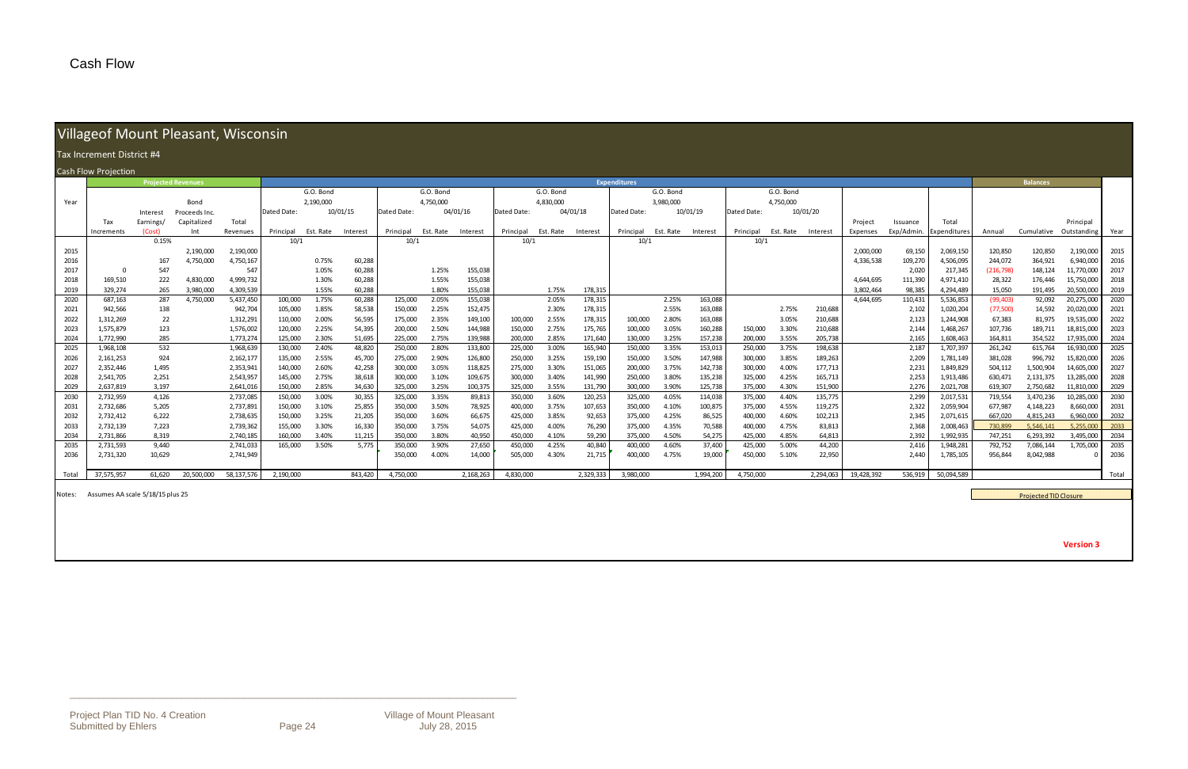# Cash Flow

## Villageof Mount Pleasant, Wisconsin

### Tax Increment District #4

Cash Flow Projection

| Year | Projected Revenues | | | | Expenditures | | | | | | | | | | | | | | | | | | | Balances | | | Year |
|---|---|---|---|---|---|---|---|---|---|---|---|---|---|---|---|---|---|---|---|---|---|---|---|---|---|---|---|
| | | | | | G.O. Bond 2,190,000 Dated Date: 10/01/15 | | | G.O. Bond 4,750,000 Dated Date: 04/01/16 | | | G.O. Bond 4,830,000 Dated Date: 04/01/18 | | | G.O. Bond 3,980,000 Dated Date: 10/01/19 | | | G.O. Bond 4,750,000 Dated Date: 10/01/20 | | | | | | | | | | |
| | Tax Increments | Interest Earnings/ (Cost) | Bond Proceeds Inc. Capitalized Int | Total Revenues | Principal | Est. Rate | Interest | Principal | Est. Rate | Interest | Principal | Est. Rate | Interest | Principal | Est. Rate | Interest | Principal | Est. Rate | Interest | Project Expenses | Issuance Exp/Admin. | Total Expenditures | Annual | Cumulative | Principal Outstanding | |
| | | 0.15% | | | 10/1 | | | 10/1 | | | 10/1 | | | 10/1 | | | 10/1 | | | | | | | | | |
| 2015 | | | 2,190,000 | 2,190,000 | | | | | | | | | | | | | | | | 2,000,000 | 69,150 | 2,069,150 | 120,850 | 120,850 | 2,190,000 | 2015 |
| 2016 | | 167 | 4,750,000 | 4,750,167 | | 0.75% | 60,288 | | | | | | | | | | | | | 4,336,538 | 109,270 | 4,506,095 | 244,072 | 364,921 | 6,940,000 | 2016 |
| 2017 | 0 | 547 | | 547 | | 1.05% | 60,288 | | 1.25% | 155,038 | | | | | | | | | | | 2,020 | 217,345 | (216,798) | 148,124 | 11,770,000 | 2017 |
| 2018 | 169,510 | 222 | 4,830,000 | 4,999,732 | | 1.30% | 60,288 | | 1.55% | 155,038 | | | | | | | | | | 4,644,695 | 111,390 | 4,971,410 | 28,322 | 176,446 | 15,750,000 | 2018 |
| 2019 | 329,274 | 265 | 3,980,000 | 4,309,539 | | 1.55% | 60,288 | | 1.80% | 155,038 | | 1.75% | 178,315 | | | | | | | 3,802,464 | 98,385 | 4,294,489 | 15,050 | 191,495 | 20,500,000 | 2019 |
| 2020 | 687,163 | 287 | 4,750,000 | 5,437,450 | 100,000 | 1.75% | 60,288 | 125,000 | 2.05% | 155,038 | | 2.05% | 178,315 | | 2.25% | 163,088 | | | | 4,644,695 | 110,431 | 5,536,853 | (99,403) | 92,092 | 20,275,000 | 2020 |
| 2021 | 942,566 | 138 | | 942,704 | 105,000 | 1.85% | 58,538 | 150,000 | 2.25% | 152,475 | | 2.30% | 178,315 | | 2.55% | 163,088 | | 2.75% | 210,688 | | 2,102 | 1,020,204 | (77,500) | 14,592 | 20,020,000 | 2021 |
| 2022 | 1,312,269 | 22 | | 1,312,291 | 110,000 | 2.00% | 56,595 | 175,000 | 2.35% | 149,100 | 100,000 | 2.55% | 178,315 | 100,000 | 2.80% | 163,088 | | 3.05% | 210,688 | | 2,123 | 1,244,908 | 67,383 | 81,975 | 19,535,000 | 2022 |
| 2023 | 1,575,879 | 123 | | 1,576,002 | 120,000 | 2.25% | 54,395 | 200,000 | 2.50% | 144,988 | 150,000 | 2.75% | 175,765 | 100,000 | 3.05% | 160,288 | 150,000 | 3.30% | 210,688 | | 2,144 | 1,468,267 | 107,736 | 189,711 | 18,815,000 | 2023 |
| 2024 | 1,772,990 | 285 | | 1,773,274 | 125,000 | 2.30% | 51,695 | 225,000 | 2.75% | 139,988 | 200,000 | 2.85% | 171,640 | 130,000 | 3.25% | 157,238 | 200,000 | 3.55% | 205,738 | | 2,165 | 1,608,463 | 164,811 | 354,522 | 17,935,000 | 2024 |
| 2025 | 1,968,108 | 532 | | 1,968,639 | 130,000 | 2.40% | 48,820 | 250,000 | 2.80% | 133,800 | 225,000 | 3.00% | 165,940 | 150,000 | 3.35% | 153,013 | 250,000 | 3.75% | 198,638 | | 2,187 | 1,707,397 | 261,242 | 615,764 | 16,930,000 | 2025 |
| 2026 | 2,161,253 | 924 | | 2,162,177 | 135,000 | 2.55% | 45,700 | 275,000 | 2.90% | 126,800 | 250,000 | 3.25% | 159,190 | 150,000 | 3.50% | 147,988 | 300,000 | 3.85% | 189,263 | | 2,209 | 1,781,149 | 381,028 | 996,792 | 15,820,000 | 2026 |
| 2027 | 2,352,446 | 1,495 | | 2,353,941 | 140,000 | 2.60% | 42,258 | 300,000 | 3.05% | 118,825 | 275,000 | 3.30% | 151,065 | 200,000 | 3.75% | 142,738 | 300,000 | 4.00% | 177,713 | | 2,231 | 1,849,829 | 504,112 | 1,500,904 | 14,605,000 | 2027 |
| 2028 | 2,541,705 | 2,251 | | 2,543,957 | 145,000 | 2.75% | 38,618 | 300,000 | 3.10% | 109,675 | 300,000 | 3.40% | 141,990 | 250,000 | 3.80% | 135,238 | 325,000 | 4.25% | 165,713 | | 2,253 | 1,913,486 | 630,471 | 2,131,375 | 13,285,000 | 2028 |
| 2029 | 2,637,819 | 3,197 | | 2,641,016 | 150,000 | 2.85% | 34,630 | 325,000 | 3.25% | 100,375 | 325,000 | 3.55% | 131,790 | 300,000 | 3.90% | 125,738 | 375,000 | 4.30% | 151,900 | | 2,276 | 2,021,708 | 619,307 | 2,750,682 | 11,810,000 | 2029 |
| 2030 | 2,732,959 | 4,126 | | 2,737,085 | 150,000 | 3.00% | 30,355 | 325,000 | 3.35% | 89,813 | 350,000 | 3.60% | 120,253 | 325,000 | 4.05% | 114,038 | 375,000 | 4.40% | 135,775 | | 2,299 | 2,017,531 | 719,554 | 3,470,236 | 10,285,000 | 2030 |
| 2031 | 2,732,686 | 5,205 | | 2,737,891 | 150,000 | 3.10% | 25,855 | 350,000 | 3.50% | 78,925 | 400,000 | 3.75% | 107,653 | 350,000 | 4.10% | 100,875 | 375,000 | 4.55% | 119,275 | | 2,322 | 2,059,904 | 677,987 | 4,148,223 | 8,660,000 | 2031 |
| 2032 | 2,732,412 | 6,222 | | 2,738,635 | 150,000 | 3.25% | 21,205 | 350,000 | 3.60% | 66,675 | 425,000 | 3.85% | 92,653 | 375,000 | 4.25% | 86,525 | 400,000 | 4.60% | 102,213 | | 2,345 | 2,071,615 | 667,020 | 4,815,243 | 6,960,000 | 2032 |
| 2033 | 2,732,139 | 7,223 | | 2,739,362 | 155,000 | 3.30% | 16,330 | 350,000 | 3.75% | 54,075 | 425,000 | 4.00% | 76,290 | 375,000 | 4.35% | 70,588 | 400,000 | 4.75% | 83,813 | | 2,368 | 2,008,463 | 730,899 | 5,546,141 | 5,255,000 | 2033 |
| 2034 | 2,731,866 | 8,319 | | 2,740,185 | 160,000 | 3.40% | 11,215 | 350,000 | 3.80% | 40,950 | 450,000 | 4.10% | 59,290 | 375,000 | 4.50% | 54,275 | 425,000 | 4.85% | 64,813 | | 2,392 | 1,992,935 | 747,251 | 6,293,392 | 3,495,000 | 2034 |
| 2035 | 2,731,593 | 9,440 | | 2,741,033 | 165,000 | 3.50% | 5,775 | 350,000 | 3.90% | 27,650 | 450,000 | 4.25% | 40,840 | 400,000 | 4.60% | 37,400 | 425,000 | 5.00% | 44,200 | | 2,416 | 1,948,281 | 792,752 | 7,086,144 | 1,705,000 | 2035 |
| 2036 | 2,731,320 | 10,629 | | 2,741,949 | | | | 350,000 | 4.00% | 14,000 | 505,000 | 4.30% | 21,715 | 400,000 | 4.75% | 19,000 | 450,000 | 5.10% | 22,950 | | 2,440 | 1,785,105 | 956,844 | 8,042,988 | 0 | 2036 |
| Total | 37,575,957 | 61,620 | 20,500,000 | 58,137,576 | 2,190,000 | | 843,420 | 4,750,000 | | 2,168,263 | 4,830,000 | | 2,329,333 | 3,980,000 | | 1,994,200 | 4,750,000 | | 2,294,063 | 19,428,392 | 536,919 | 50,094,589 | | | | Total |

Notes: Assumes AA scale 5/18/15 plus 25

Projected TID Closure

**Version 3**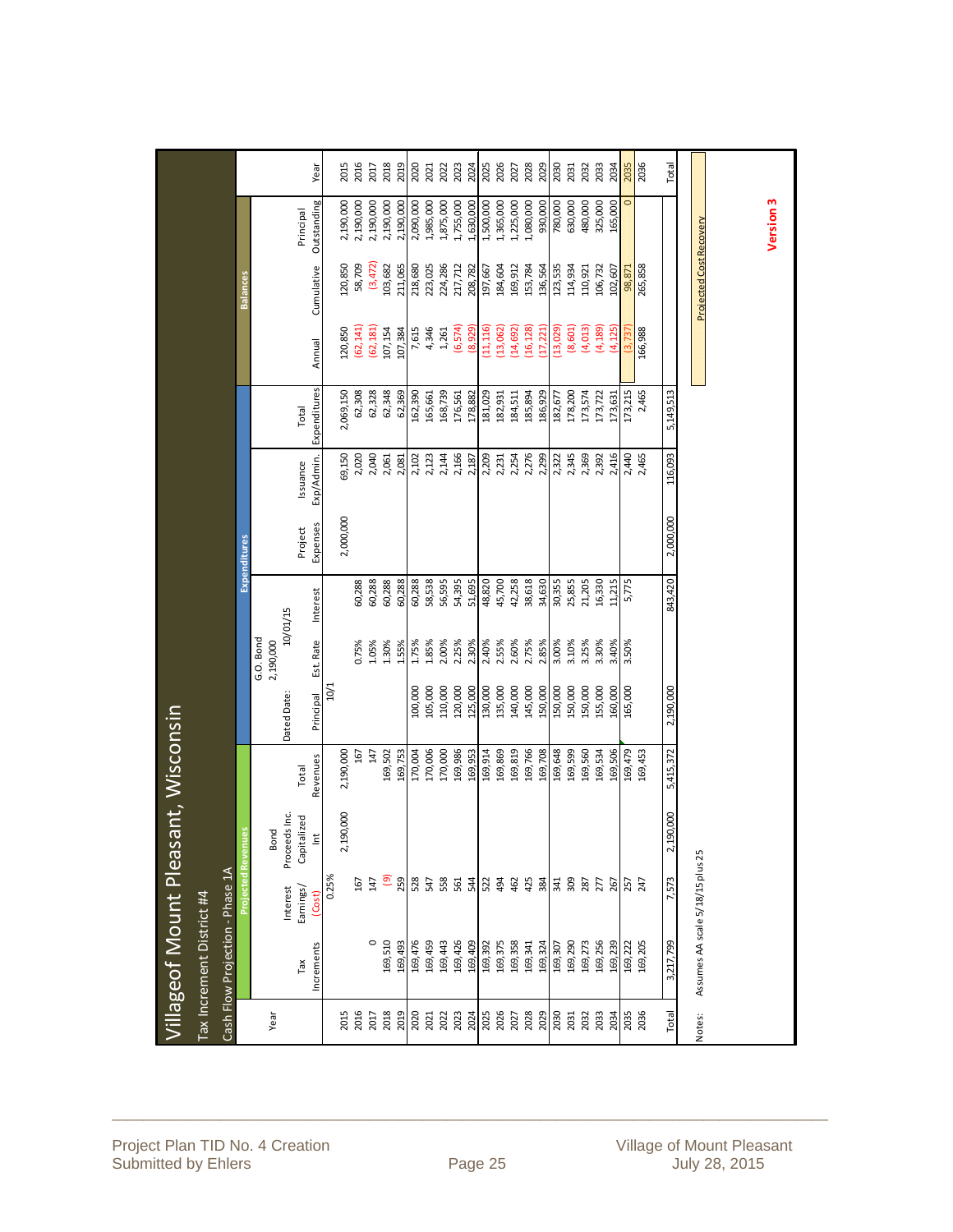# Villageof Mount Pleasant, Wisconsin

## Tax Increment District #4

### Cash Flow Projection - Phase 1A

| Year | Projected Revenues | | | | Expenditures | | | | | | | Balances | | | Year |
|---|---|---|---|---|---|---|---|---|---|---|---|---|---|---|---|
| | Tax Increments | Interest Earnings/ (Cost) | Bond Proceeds Inc. Capitalized Int | Total Revenues | G.O. Bond 2,190,000 Dated Date: 10/01/15 Principal | Est. Rate | Interest | Project Expenses | Issuance Exp/Admin. | Total Expenditures | Annual | Cumulative | Principal Outstanding | |
| | | 0.25% | | | 10/1 | | | | | | | | | |
| 2015 | | | 2,190,000 | 2,190,000 | | | | 2,000,000 | 69,150 | 2,069,150 | 120,850 | 120,850 | 2,190,000 | 2015 |
| 2016 | 0 | 167 | | 167 | | 0.75% | 60,288 | | 2,020 | 62,308 | (62,141) | 58,709 | 2,190,000 | 2016 |
| 2017 | | 147 | | 147 | | 1.05% | 60,288 | | 2,040 | 62,328 | (62,181) | (3,472) | 2,190,000 | 2017 |
| 2018 | 169,510 | (9) | | 169,502 | | 1.30% | 60,288 | | 2,061 | 62,348 | 107,154 | 103,682 | 2,190,000 | 2018 |
| 2019 | 169,493 | 259 | | 169,753 | | 1.55% | 60,288 | | 2,081 | 62,369 | 107,384 | 211,065 | 2,190,000 | 2019 |
| 2020 | 169,476 | 528 | | 170,004 | 100,000 | 1.75% | 60,288 | | 2,102 | 162,390 | 7,615 | 218,680 | 2,090,000 | 2020 |
| 2021 | 169,459 | 547 | | 170,006 | 105,000 | 1.85% | 58,538 | | 2,123 | 165,661 | 4,346 | 223,025 | 1,985,000 | 2021 |
| 2022 | 169,443 | 558 | | 170,000 | 110,000 | 2.00% | 56,595 | | 2,144 | 168,739 | 1,261 | 224,286 | 1,875,000 | 2022 |
| 2023 | 169,426 | 561 | | 169,986 | 120,000 | 2.25% | 54,395 | | 2,166 | 176,561 | (6,574) | 217,712 | 1,755,000 | 2023 |
| 2024 | 169,409 | 544 | | 169,953 | 125,000 | 2.30% | 51,695 | | 2,187 | 178,882 | (8,929) | 208,782 | 1,630,000 | 2024 |
| 2025 | 169,392 | 522 | | 169,914 | 130,000 | 2.40% | 48,820 | | 2,209 | 181,029 | (11,116) | 197,667 | 1,500,000 | 2025 |
| 2026 | 169,375 | 494 | | 169,869 | 135,000 | 2.55% | 45,700 | | 2,231 | 182,931 | (13,062) | 184,604 | 1,365,000 | 2026 |
| 2027 | 169,358 | 462 | | 169,819 | 140,000 | 2.60% | 42,258 | | 2,254 | 184,511 | (14,692) | 169,912 | 1,225,000 | 2027 |
| 2028 | 169,341 | 425 | | 169,766 | 145,000 | 2.75% | 38,618 | | 2,276 | 185,894 | (16,128) | 153,784 | 1,080,000 | 2028 |
| 2029 | 169,324 | 384 | | 169,708 | 150,000 | 2.85% | 34,630 | | 2,299 | 186,929 | (17,221) | 136,564 | 930,000 | 2029 |
| 2030 | 169,307 | 341 | | 169,648 | 150,000 | 3.00% | 30,355 | | 2,322 | 182,677 | (13,029) | 123,535 | 780,000 | 2030 |
| 2031 | 169,290 | 309 | | 169,599 | 150,000 | 3.10% | 25,855 | | 2,345 | 178,200 | (8,601) | 114,934 | 630,000 | 2031 |
| 2032 | 169,273 | 287 | | 169,560 | 150,000 | 3.25% | 21,205 | | 2,369 | 173,574 | (4,013) | 110,921 | 480,000 | 2032 |
| 2033 | 169,256 | 277 | | 169,534 | 155,000 | 3.30% | 16,330 | | 2,392 | 173,722 | (4,189) | 106,732 | 325,000 | 2033 |
| 2034 | 169,239 | 267 | | 169,506 | 160,000 | 3.40% | 11,215 | | 2,416 | 173,631 | (4,125) | 102,607 | 165,000 | 2034 |
| 2035 | 169,222 | 257 | | 169,479 | 165,000 | 3.50% | 5,775 | | 2,440 | 173,215 | (3,737) | 98,871 | 0 | 2035 |
| 2036 | 169,205 | 247 | | 169,453 | | | | | 2,465 | 2,465 | 166,988 | 265,858 | | 2036 |
| Total | 3,217,799 | 7,573 | 2,190,000 | 5,415,372 | 2,190,000 | | 843,420 | 2,000,000 | 116,093 | 5,149,513 | | | | Total |

Projected Cost Recovery

Notes: Assumes AA scale 5/18/15 plus 25

**Version 3**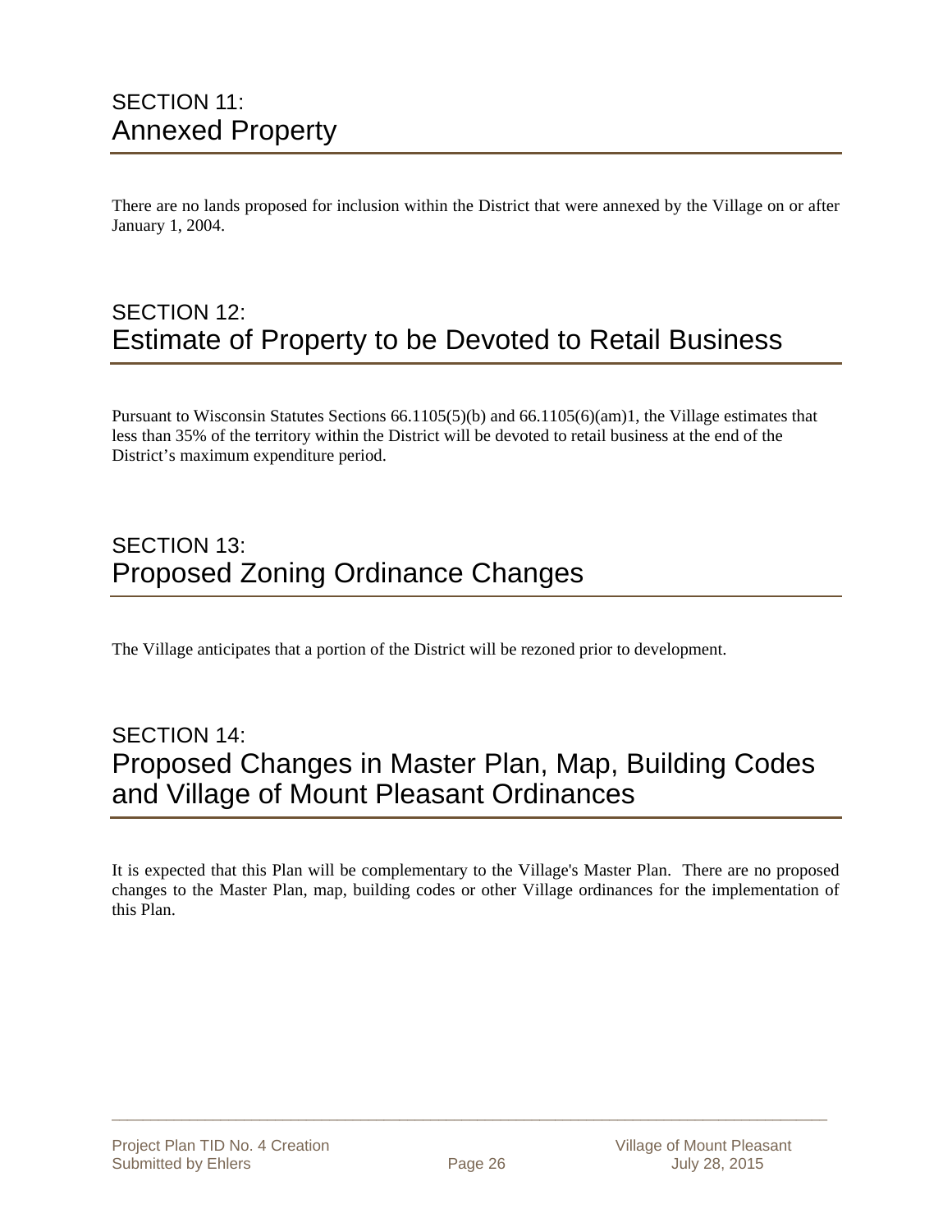## SECTION 11: Annexed Property

There are no lands proposed for inclusion within the District that were annexed by the Village on or after January 1, 2004.

## SECTION 12: Estimate of Property to be Devoted to Retail Business

Pursuant to Wisconsin Statutes Sections 66.1105(5)(b) and 66.1105(6)(am)1, the Village estimates that less than 35% of the territory within the District will be devoted to retail business at the end of the District's maximum expenditure period.

## SECTION 13: Proposed Zoning Ordinance Changes

The Village anticipates that a portion of the District will be rezoned prior to development.

## SECTION 14: Proposed Changes in Master Plan, Map, Building Codes and Village of Mount Pleasant Ordinances

It is expected that this Plan will be complementary to the Village's Master Plan. There are no proposed changes to the Master Plan, map, building codes or other Village ordinances for the implementation of this Plan.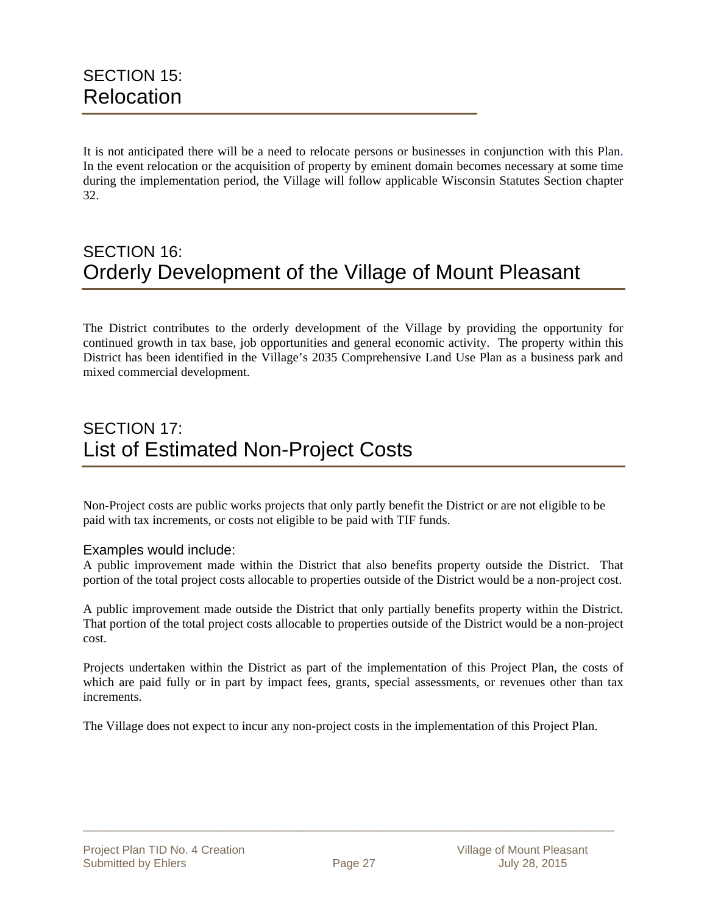## SECTION 15: Relocation

It is not anticipated there will be a need to relocate persons or businesses in conjunction with this Plan. In the event relocation or the acquisition of property by eminent domain becomes necessary at some time during the implementation period, the Village will follow applicable Wisconsin Statutes Section chapter 32.

## SECTION 16: Orderly Development of the Village of Mount Pleasant

The District contributes to the orderly development of the Village by providing the opportunity for continued growth in tax base, job opportunities and general economic activity. The property within this District has been identified in the Village's 2035 Comprehensive Land Use Plan as a business park and mixed commercial development.

## SECTION 17: List of Estimated Non-Project Costs

Non-Project costs are public works projects that only partly benefit the District or are not eligible to be paid with tax increments, or costs not eligible to be paid with TIF funds.

### Examples would include:

A public improvement made within the District that also benefits property outside the District. That portion of the total project costs allocable to properties outside of the District would be a non-project cost.

A public improvement made outside the District that only partially benefits property within the District. That portion of the total project costs allocable to properties outside of the District would be a non-project cost.

Projects undertaken within the District as part of the implementation of this Project Plan, the costs of which are paid fully or in part by impact fees, grants, special assessments, or revenues other than tax increments.

The Village does not expect to incur any non-project costs in the implementation of this Project Plan.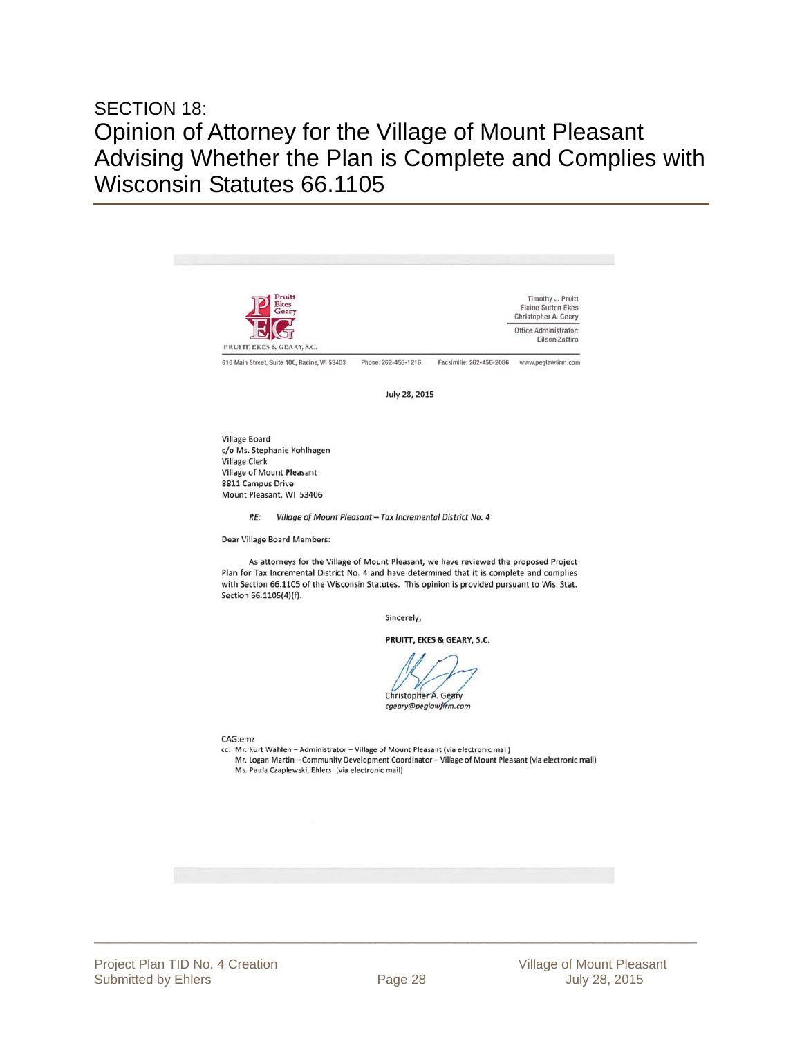SECTION 18:

# Opinion of Attorney for the Village of Mount Pleasant Advising Whether the Plan is Complete and Complies with Wisconsin Statutes 66.1105

Pruitt Ekes Geary

PRUITT, EKES & GEARY, S.C.

Timothy J. Pruitt
Elaine Sutton Ekes
Christopher A. Geary

Office Administrator:
Eileen Zaffiro

610 Main Street, Suite 100, Racine, WI 53403 Phone: 262-456-1216 Facsimile: 262-456-2086 www.peglawfirm.com

July 28, 2015

Village Board
c/o Ms. Stephanie Kohlhagen
Village Clerk
Village of Mount Pleasant
8811 Campus Drive
Mount Pleasant, WI 53406

*RE: Village of Mount Pleasant – Tax Incremental District No. 4*

Dear Village Board Members:

As attorneys for the Village of Mount Pleasant, we have reviewed the proposed Project Plan for Tax Incremental District No. 4 and have determined that it is complete and complies with Section 66.1105 of the Wisconsin Statutes. This opinion is provided pursuant to Wis. Stat. Section 66.1105(4)(f).

Sincerely,

**PRUITT, EKES & GEARY, S.C.**

Christopher A. Geary
*cgeary@peglawfirm.com*

CAG:emz

cc: Mr. Kurt Wahlen – Administrator – Village of Mount Pleasant (via electronic mail)
Mr. Logan Martin – Community Development Coordinator – Village of Mount Pleasant (via electronic mail)
Ms. Paula Czaplewski, Ehlers (via electronic mail)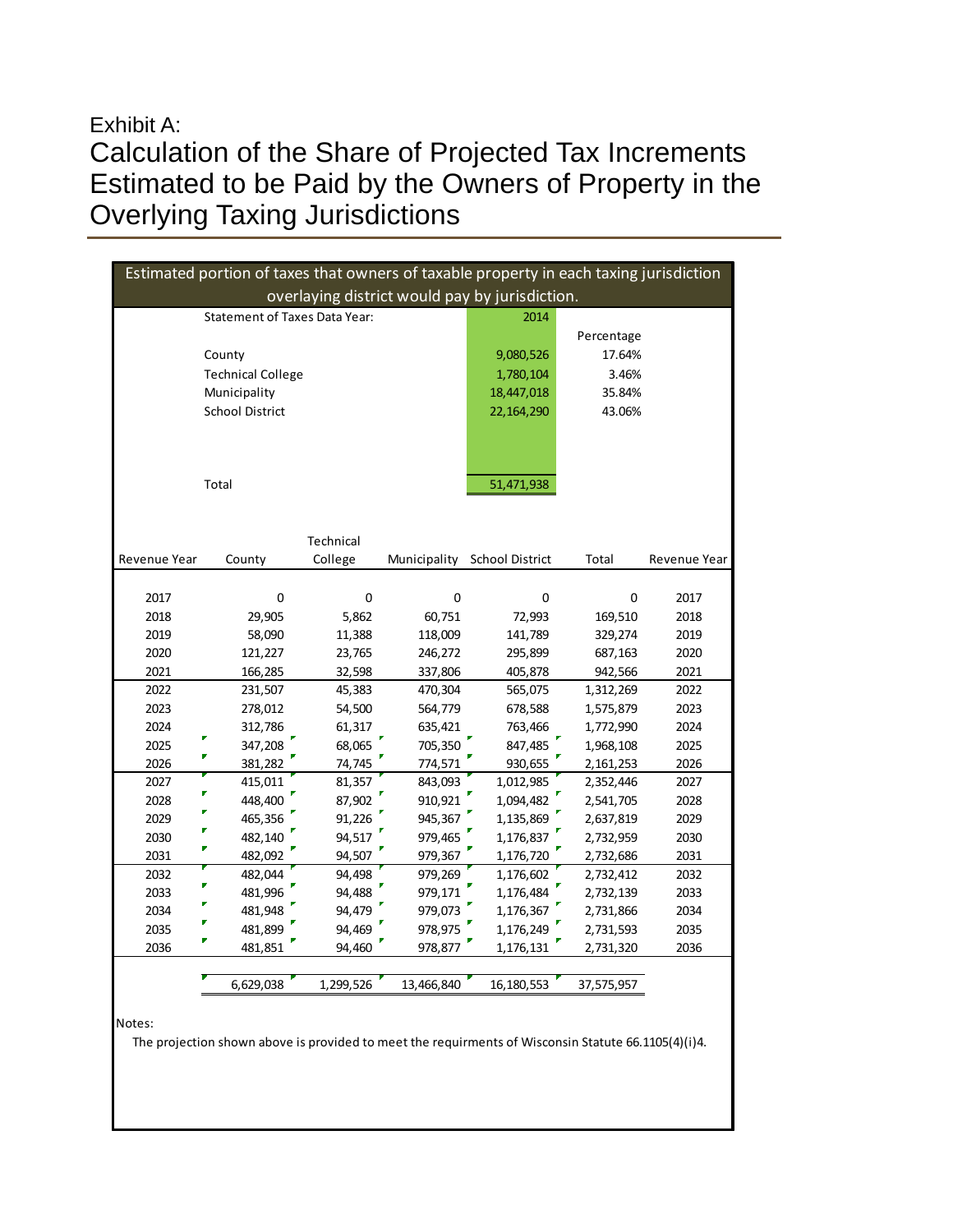Exhibit A:

# Calculation of the Share of Projected Tax Increments Estimated to be Paid by the Owners of Property in the Overlying Taxing Jurisdictions

Estimated portion of taxes that owners of taxable property in each taxing jurisdiction overlaying district would pay by jurisdiction.

| Statement of Taxes Data Year: | 2014 | Percentage |
|---|---|---|
| County | 9,080,526 | 17.64% |
| Technical College | 1,780,104 | 3.46% |
| Municipality | 18,447,018 | 35.84% |
| School District | 22,164,290 | 43.06% |
| Total | 51,471,938 | |

| Revenue Year | County | Technical College | Municipality | School District | Total | Revenue Year |
|---|---|---|---|---|---|---|
| 2017 | 0 | 0 | 0 | 0 | 0 | 2017 |
| 2018 | 29,905 | 5,862 | 60,751 | 72,993 | 169,510 | 2018 |
| 2019 | 58,090 | 11,388 | 118,009 | 141,789 | 329,274 | 2019 |
| 2020 | 121,227 | 23,765 | 246,272 | 295,899 | 687,163 | 2020 |
| 2021 | 166,285 | 32,598 | 337,806 | 405,878 | 942,566 | 2021 |
| 2022 | 231,507 | 45,383 | 470,304 | 565,075 | 1,312,269 | 2022 |
| 2023 | 278,012 | 54,500 | 564,779 | 678,588 | 1,575,879 | 2023 |
| 2024 | 312,786 | 61,317 | 635,421 | 763,466 | 1,772,990 | 2024 |
| 2025 | 347,208 | 68,065 | 705,350 | 847,485 | 1,968,108 | 2025 |
| 2026 | 381,282 | 74,745 | 774,571 | 930,655 | 2,161,253 | 2026 |
| 2027 | 415,011 | 81,357 | 843,093 | 1,012,985 | 2,352,446 | 2027 |
| 2028 | 448,400 | 87,902 | 910,921 | 1,094,482 | 2,541,705 | 2028 |
| 2029 | 465,356 | 91,226 | 945,367 | 1,135,869 | 2,637,819 | 2029 |
| 2030 | 482,140 | 94,517 | 979,465 | 1,176,837 | 2,732,959 | 2030 |
| 2031 | 482,092 | 94,507 | 979,367 | 1,176,720 | 2,732,686 | 2031 |
| 2032 | 482,044 | 94,498 | 979,269 | 1,176,602 | 2,732,412 | 2032 |
| 2033 | 481,996 | 94,488 | 979,171 | 1,176,484 | 2,732,139 | 2033 |
| 2034 | 481,948 | 94,479 | 979,073 | 1,176,367 | 2,731,866 | 2034 |
| 2035 | 481,899 | 94,469 | 978,975 | 1,176,249 | 2,731,593 | 2035 |
| 2036 | 481,851 | 94,460 | 978,877 | 1,176,131 | 2,731,320 | 2036 |
| | 6,629,038 | 1,299,526 | 13,466,840 | 16,180,553 | 37,575,957 | |

Notes:

The projection shown above is provided to meet the requirments of Wisconsin Statute 66.1105(4)(i)4.